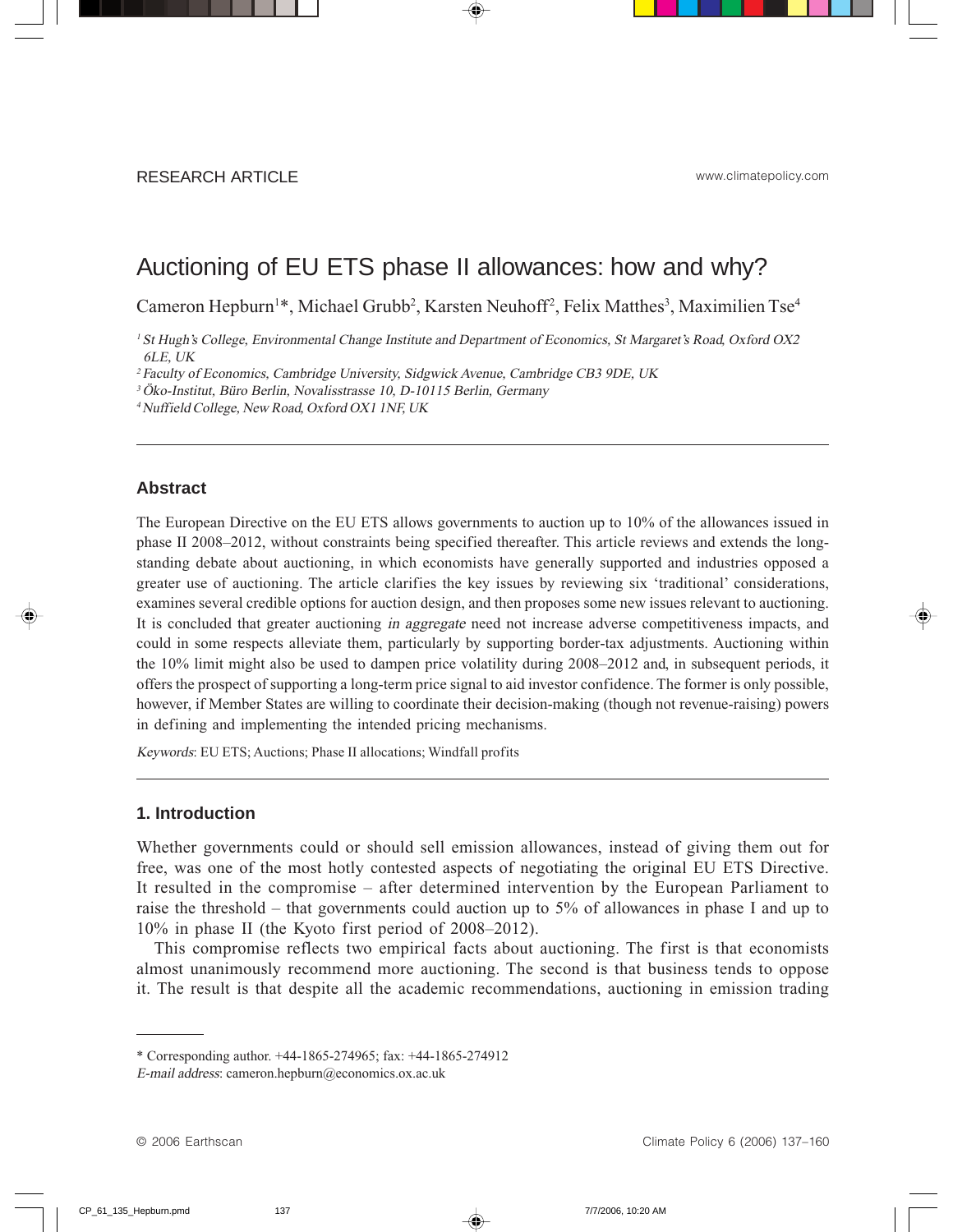RESEARCH ARTICLE

www.climatepolicy.com

# Auctioning of EU ETS phase II allowances: how and why?

Cameron Hepburn[1]*, Michael Grubb[2], Karsten Neuhoff[2], Felix Matthes[3], Maximilien Tse[4]

[1] *St Hugh's College, Environmental Change Institute and Department of Economics, St Margaret's Road, Oxford OX2 6LE, UK*

[2] *Faculty of Economics, Cambridge University, Sidgwick Avenue, Cambridge CB3 9DE, UK*

[3] *Öko-Institut, Büro Berlin, Novalisstrasse 10, D-10115 Berlin, Germany*

[4] *Nuffield College, New Road, Oxford OX1 1NF, UK*

---

## Abstract

The European Directive on the EU ETS allows governments to auction up to 10% of the allowances issued in phase II 2008–2012, without constraints being specified thereafter. This article reviews and extends the long-standing debate about auctioning, in which economists have generally supported and industries opposed a greater use of auctioning. The article clarifies the key issues by reviewing six 'traditional' considerations, examines several credible options for auction design, and then proposes some new issues relevant to auctioning. It is concluded that greater auctioning *in aggregate* need not increase adverse competitiveness impacts, and could in some respects alleviate them, particularly by supporting border-tax adjustments. Auctioning within the 10% limit might also be used to dampen price volatility during 2008–2012 and, in subsequent periods, it offers the prospect of supporting a long-term price signal to aid investor confidence. The former is only possible, however, if Member States are willing to coordinate their decision-making (though not revenue-raising) powers in defining and implementing the intended pricing mechanisms.

*Keywords*: EU ETS; Auctions; Phase II allocations; Windfall profits

---

## 1. Introduction

Whether governments could or should sell emission allowances, instead of giving them out for free, was one of the most hotly contested aspects of negotiating the original EU ETS Directive. It resulted in the compromise – after determined intervention by the European Parliament to raise the threshold – that governments could auction up to 5% of allowances in phase I and up to 10% in phase II (the Kyoto first period of 2008–2012).

This compromise reflects two empirical facts about auctioning. The first is that economists almost unanimously recommend more auctioning. The second is that business tends to oppose it. The result is that despite all the academic recommendations, auctioning in emission trading

---

* Corresponding author. +44-1865-274965; fax: +44-1865-274912

*E-mail address*: cameron.hepburn@economics.ox.ac.uk

© 2006 Earthscan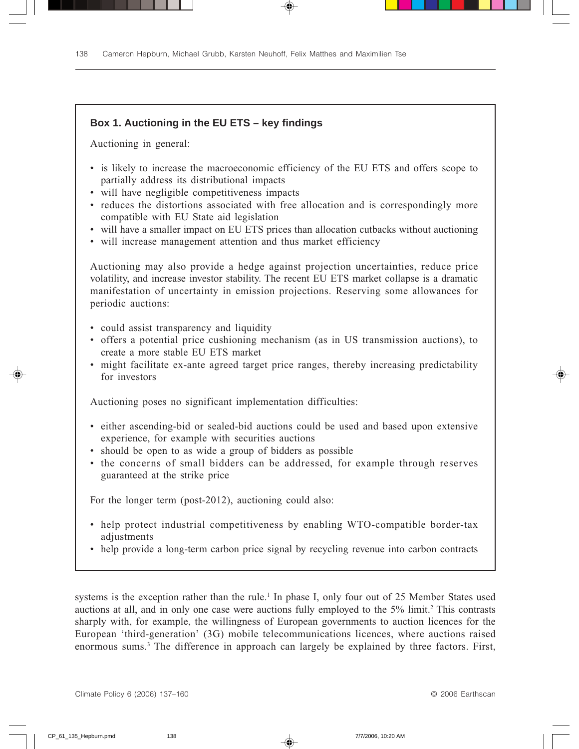**Box 1. Auctioning in the EU ETS – key findings**

Auctioning in general:

- is likely to increase the macroeconomic efficiency of the EU ETS and offers scope to partially address its distributional impacts
- will have negligible competitiveness impacts
- reduces the distortions associated with free allocation and is correspondingly more compatible with EU State aid legislation
- will have a smaller impact on EU ETS prices than allocation cutbacks without auctioning
- will increase management attention and thus market efficiency

Auctioning may also provide a hedge against projection uncertainties, reduce price volatility, and increase investor stability. The recent EU ETS market collapse is a dramatic manifestation of uncertainty in emission projections. Reserving some allowances for periodic auctions:

- could assist transparency and liquidity
- offers a potential price cushioning mechanism (as in US transmission auctions), to create a more stable EU ETS market
- might facilitate ex-ante agreed target price ranges, thereby increasing predictability for investors

Auctioning poses no significant implementation difficulties:

- either ascending-bid or sealed-bid auctions could be used and based upon extensive experience, for example with securities auctions
- should be open to as wide a group of bidders as possible
- the concerns of small bidders can be addressed, for example through reserves guaranteed at the strike price

For the longer term (post-2012), auctioning could also:

- help protect industrial competitiveness by enabling WTO-compatible border-tax adjustments
- help provide a long-term carbon price signal by recycling revenue into carbon contracts

systems is the exception rather than the rule.[1] In phase I, only four out of 25 Member States used auctions at all, and in only one case were auctions fully employed to the 5% limit.[2] This contrasts sharply with, for example, the willingness of European governments to auction licences for the European 'third-generation' (3G) mobile telecommunications licences, where auctions raised enormous sums.[3] The difference in approach can largely be explained by three factors. First,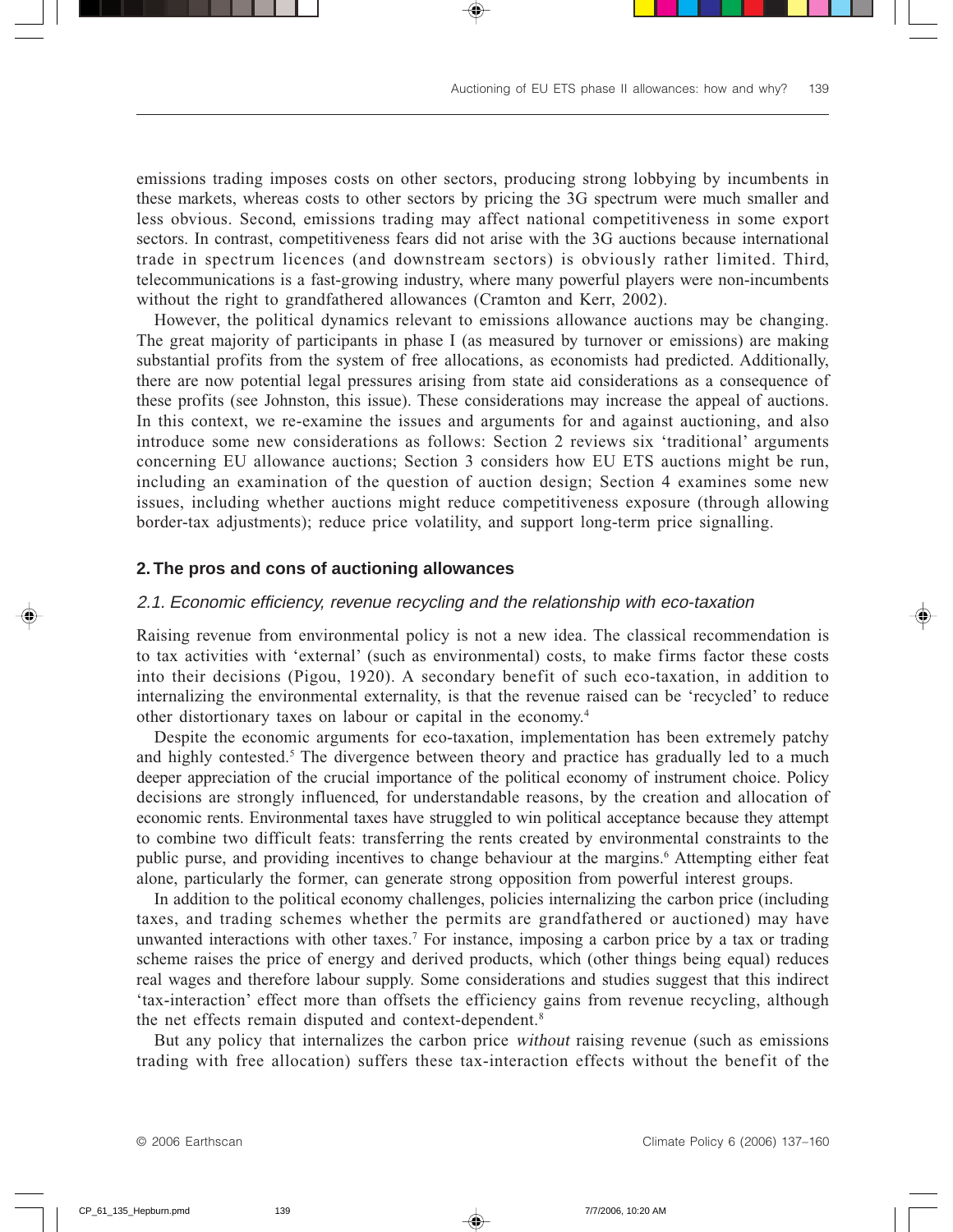emissions trading imposes costs on other sectors, producing strong lobbying by incumbents in these markets, whereas costs to other sectors by pricing the 3G spectrum were much smaller and less obvious. Second, emissions trading may affect national competitiveness in some export sectors. In contrast, competitiveness fears did not arise with the 3G auctions because international trade in spectrum licences (and downstream sectors) is obviously rather limited. Third, telecommunications is a fast-growing industry, where many powerful players were non-incumbents without the right to grandfathered allowances (Cramton and Kerr, 2002).

However, the political dynamics relevant to emissions allowance auctions may be changing. The great majority of participants in phase I (as measured by turnover or emissions) are making substantial profits from the system of free allocations, as economists had predicted. Additionally, there are now potential legal pressures arising from state aid considerations as a consequence of these profits (see Johnston, this issue). These considerations may increase the appeal of auctions. In this context, we re-examine the issues and arguments for and against auctioning, and also introduce some new considerations as follows: Section 2 reviews six 'traditional' arguments concerning EU allowance auctions; Section 3 considers how EU ETS auctions might be run, including an examination of the question of auction design; Section 4 examines some new issues, including whether auctions might reduce competitiveness exposure (through allowing border-tax adjustments); reduce price volatility, and support long-term price signalling.

## 2. The pros and cons of auctioning allowances

### *2.1. Economic efficiency, revenue recycling and the relationship with eco-taxation*

Raising revenue from environmental policy is not a new idea. The classical recommendation is to tax activities with 'external' (such as environmental) costs, to make firms factor these costs into their decisions (Pigou, 1920). A secondary benefit of such eco-taxation, in addition to internalizing the environmental externality, is that the revenue raised can be 'recycled' to reduce other distortionary taxes on labour or capital in the economy.[4]

Despite the economic arguments for eco-taxation, implementation has been extremely patchy and highly contested.[5] The divergence between theory and practice has gradually led to a much deeper appreciation of the crucial importance of the political economy of instrument choice. Policy decisions are strongly influenced, for understandable reasons, by the creation and allocation of economic rents. Environmental taxes have struggled to win political acceptance because they attempt to combine two difficult feats: transferring the rents created by environmental constraints to the public purse, and providing incentives to change behaviour at the margins.[6] Attempting either feat alone, particularly the former, can generate strong opposition from powerful interest groups.

In addition to the political economy challenges, policies internalizing the carbon price (including taxes, and trading schemes whether the permits are grandfathered or auctioned) may have unwanted interactions with other taxes.[7] For instance, imposing a carbon price by a tax or trading scheme raises the price of energy and derived products, which (other things being equal) reduces real wages and therefore labour supply. Some considerations and studies suggest that this indirect 'tax-interaction' effect more than offsets the efficiency gains from revenue recycling, although the net effects remain disputed and context-dependent.[8]

But any policy that internalizes the carbon price *without* raising revenue (such as emissions trading with free allocation) suffers these tax-interaction effects without the benefit of the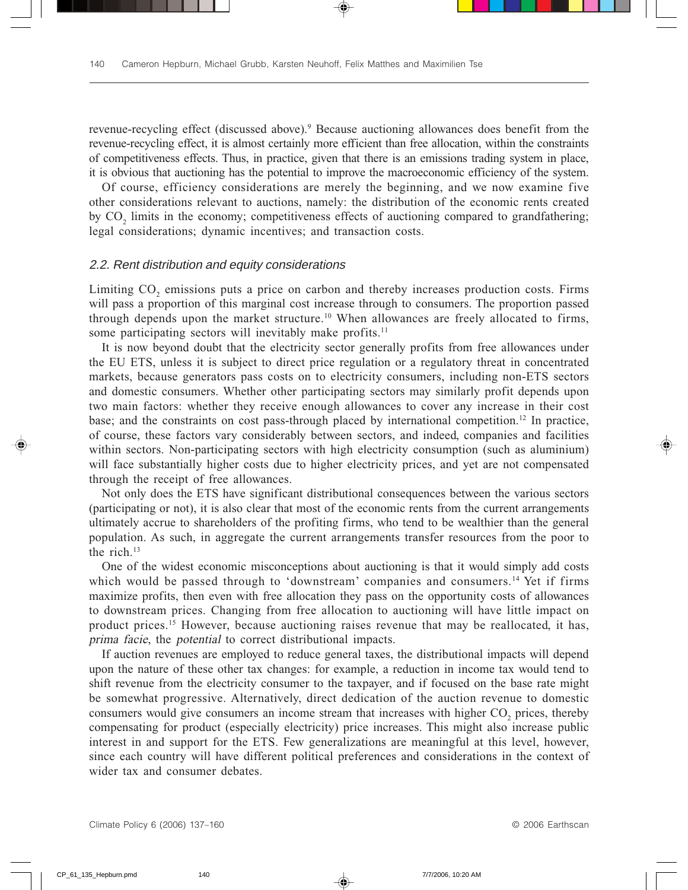revenue-recycling effect (discussed above).[9] Because auctioning allowances does benefit from the revenue-recycling effect, it is almost certainly more efficient than free allocation, within the constraints of competitiveness effects. Thus, in practice, given that there is an emissions trading system in place, it is obvious that auctioning has the potential to improve the macroeconomic efficiency of the system.

Of course, efficiency considerations are merely the beginning, and we now examine five other considerations relevant to auctions, namely: the distribution of the economic rents created by $CO_2$ limits in the economy; competitiveness effects of auctioning compared to grandfathering; legal considerations; dynamic incentives; and transaction costs.

### *2.2. Rent distribution and equity considerations*

Limiting $CO_2$ emissions puts a price on carbon and thereby increases production costs. Firms will pass a proportion of this marginal cost increase through to consumers. The proportion passed through depends upon the market structure.[10] When allowances are freely allocated to firms, some participating sectors will inevitably make profits.[11]

It is now beyond doubt that the electricity sector generally profits from free allowances under the EU ETS, unless it is subject to direct price regulation or a regulatory threat in concentrated markets, because generators pass costs on to electricity consumers, including non-ETS sectors and domestic consumers. Whether other participating sectors may similarly profit depends upon two main factors: whether they receive enough allowances to cover any increase in their cost base; and the constraints on cost pass-through placed by international competition.[12] In practice, of course, these factors vary considerably between sectors, and indeed, companies and facilities within sectors. Non-participating sectors with high electricity consumption (such as aluminium) will face substantially higher costs due to higher electricity prices, and yet are not compensated through the receipt of free allowances.

Not only does the ETS have significant distributional consequences between the various sectors (participating or not), it is also clear that most of the economic rents from the current arrangements ultimately accrue to shareholders of the profiting firms, who tend to be wealthier than the general population. As such, in aggregate the current arrangements transfer resources from the poor to the rich.[13]

One of the widest economic misconceptions about auctioning is that it would simply add costs which would be passed through to 'downstream' companies and consumers.[14] Yet if firms maximize profits, then even with free allocation they pass on the opportunity costs of allowances to downstream prices. Changing from free allocation to auctioning will have little impact on product prices.[15] However, because auctioning raises revenue that may be reallocated, it has, *prima facie*, the *potential* to correct distributional impacts.

If auction revenues are employed to reduce general taxes, the distributional impacts will depend upon the nature of these other tax changes: for example, a reduction in income tax would tend to shift revenue from the electricity consumer to the taxpayer, and if focused on the base rate might be somewhat progressive. Alternatively, direct dedication of the auction revenue to domestic consumers would give consumers an income stream that increases with higher $CO_2$ prices, thereby compensating for product (especially electricity) price increases. This might also increase public interest in and support for the ETS. Few generalizations are meaningful at this level, however, since each country will have different political preferences and considerations in the context of wider tax and consumer debates.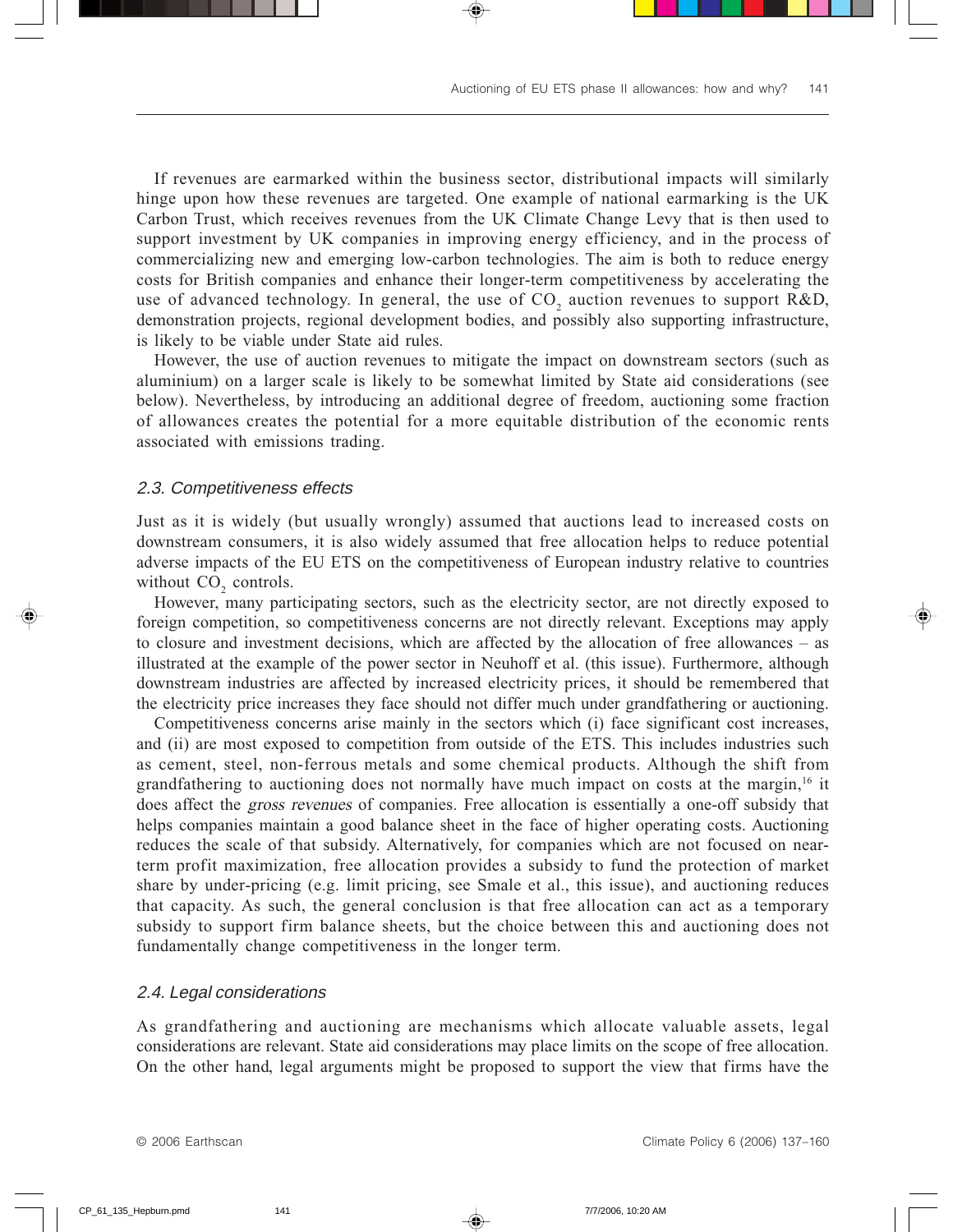If revenues are earmarked within the business sector, distributional impacts will similarly hinge upon how these revenues are targeted. One example of national earmarking is the UK Carbon Trust, which receives revenues from the UK Climate Change Levy that is then used to support investment by UK companies in improving energy efficiency, and in the process of commercializing new and emerging low-carbon technologies. The aim is both to reduce energy costs for British companies and enhance their longer-term competitiveness by accelerating the use of advanced technology. In general, the use of $CO_2$ auction revenues to support R&D, demonstration projects, regional development bodies, and possibly also supporting infrastructure, is likely to be viable under State aid rules.

However, the use of auction revenues to mitigate the impact on downstream sectors (such as aluminium) on a larger scale is likely to be somewhat limited by State aid considerations (see below). Nevertheless, by introducing an additional degree of freedom, auctioning some fraction of allowances creates the potential for a more equitable distribution of the economic rents associated with emissions trading.

### *2.3. Competitiveness effects*

Just as it is widely (but usually wrongly) assumed that auctions lead to increased costs on downstream consumers, it is also widely assumed that free allocation helps to reduce potential adverse impacts of the EU ETS on the competitiveness of European industry relative to countries without $CO_2$ controls.

However, many participating sectors, such as the electricity sector, are not directly exposed to foreign competition, so competitiveness concerns are not directly relevant. Exceptions may apply to closure and investment decisions, which are affected by the allocation of free allowances – as illustrated at the example of the power sector in Neuhoff et al. (this issue). Furthermore, although downstream industries are affected by increased electricity prices, it should be remembered that the electricity price increases they face should not differ much under grandfathering or auctioning.

Competitiveness concerns arise mainly in the sectors which (i) face significant cost increases, and (ii) are most exposed to competition from outside of the ETS. This includes industries such as cement, steel, non-ferrous metals and some chemical products. Although the shift from grandfathering to auctioning does not normally have much impact on costs at the margin,[16] it does affect the *gross revenues* of companies. Free allocation is essentially a one-off subsidy that helps companies maintain a good balance sheet in the face of higher operating costs. Auctioning reduces the scale of that subsidy. Alternatively, for companies which are not focused on near-term profit maximization, free allocation provides a subsidy to fund the protection of market share by under-pricing (e.g. limit pricing, see Smale et al., this issue), and auctioning reduces that capacity. As such, the general conclusion is that free allocation can act as a temporary subsidy to support firm balance sheets, but the choice between this and auctioning does not fundamentally change competitiveness in the longer term.

### *2.4. Legal considerations*

As grandfathering and auctioning are mechanisms which allocate valuable assets, legal considerations are relevant. State aid considerations may place limits on the scope of free allocation. On the other hand, legal arguments might be proposed to support the view that firms have the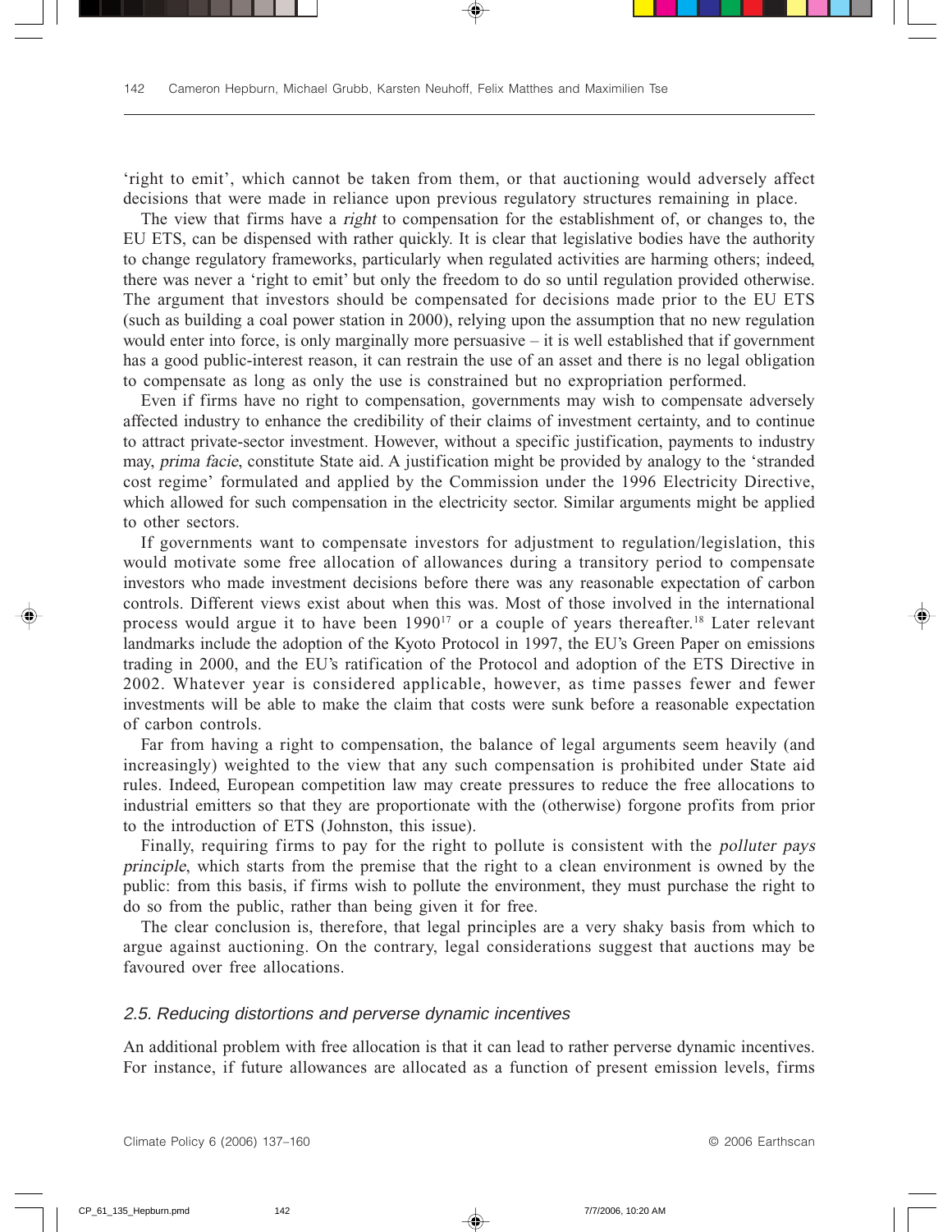'right to emit', which cannot be taken from them, or that auctioning would adversely affect decisions that were made in reliance upon previous regulatory structures remaining in place.

The view that firms have a *right* to compensation for the establishment of, or changes to, the EU ETS, can be dispensed with rather quickly. It is clear that legislative bodies have the authority to change regulatory frameworks, particularly when regulated activities are harming others; indeed, there was never a 'right to emit' but only the freedom to do so until regulation provided otherwise. The argument that investors should be compensated for decisions made prior to the EU ETS (such as building a coal power station in 2000), relying upon the assumption that no new regulation would enter into force, is only marginally more persuasive – it is well established that if government has a good public-interest reason, it can restrain the use of an asset and there is no legal obligation to compensate as long as only the use is constrained but no expropriation performed.

Even if firms have no right to compensation, governments may wish to compensate adversely affected industry to enhance the credibility of their claims of investment certainty, and to continue to attract private-sector investment. However, without a specific justification, payments to industry may, *prima facie*, constitute State aid. A justification might be provided by analogy to the 'stranded cost regime' formulated and applied by the Commission under the 1996 Electricity Directive, which allowed for such compensation in the electricity sector. Similar arguments might be applied to other sectors.

If governments want to compensate investors for adjustment to regulation/legislation, this would motivate some free allocation of allowances during a transitory period to compensate investors who made investment decisions before there was any reasonable expectation of carbon controls. Different views exist about when this was. Most of those involved in the international process would argue it to have been 1990[17] or a couple of years thereafter.[18] Later relevant landmarks include the adoption of the Kyoto Protocol in 1997, the EU's Green Paper on emissions trading in 2000, and the EU's ratification of the Protocol and adoption of the ETS Directive in 2002. Whatever year is considered applicable, however, as time passes fewer and fewer investments will be able to make the claim that costs were sunk before a reasonable expectation of carbon controls.

Far from having a right to compensation, the balance of legal arguments seem heavily (and increasingly) weighted to the view that any such compensation is prohibited under State aid rules. Indeed, European competition law may create pressures to reduce the free allocations to industrial emitters so that they are proportionate with the (otherwise) forgone profits from prior to the introduction of ETS (Johnston, this issue).

Finally, requiring firms to pay for the right to pollute is consistent with the *polluter pays principle*, which starts from the premise that the right to a clean environment is owned by the public: from this basis, if firms wish to pollute the environment, they must purchase the right to do so from the public, rather than being given it for free.

The clear conclusion is, therefore, that legal principles are a very shaky basis from which to argue against auctioning. On the contrary, legal considerations suggest that auctions may be favoured over free allocations.

### *2.5. Reducing distortions and perverse dynamic incentives*

An additional problem with free allocation is that it can lead to rather perverse dynamic incentives. For instance, if future allowances are allocated as a function of present emission levels, firms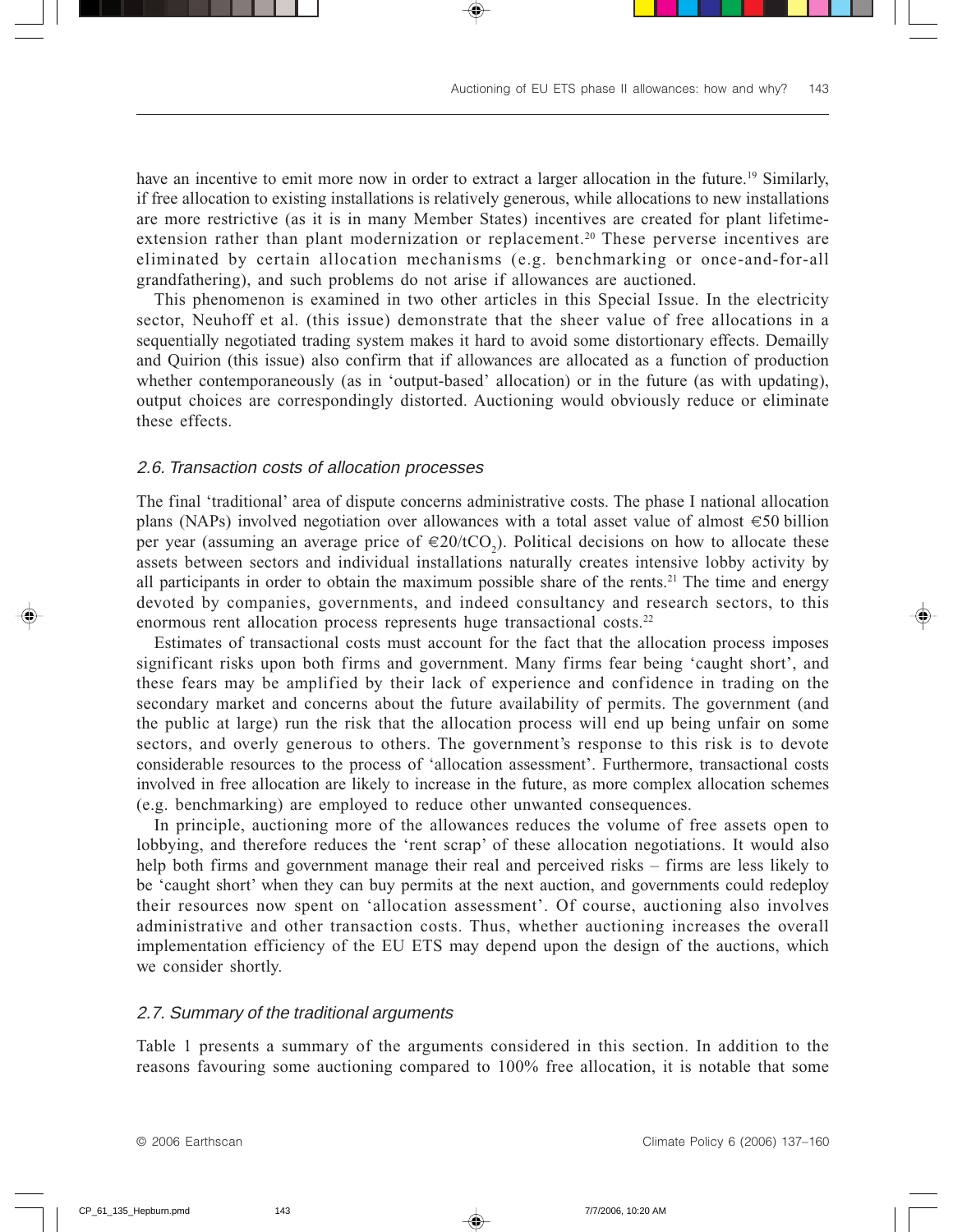have an incentive to emit more now in order to extract a larger allocation in the future.[19] Similarly, if free allocation to existing installations is relatively generous, while allocations to new installations are more restrictive (as it is in many Member States) incentives are created for plant lifetime-extension rather than plant modernization or replacement.[20] These perverse incentives are eliminated by certain allocation mechanisms (e.g. benchmarking or once-and-for-all grandfathering), and such problems do not arise if allowances are auctioned.

This phenomenon is examined in two other articles in this Special Issue. In the electricity sector, Neuhoff et al. (this issue) demonstrate that the sheer value of free allocations in a sequentially negotiated trading system makes it hard to avoid some distortionary effects. Demailly and Quirion (this issue) also confirm that if allowances are allocated as a function of production whether contemporaneously (as in 'output-based' allocation) or in the future (as with updating), output choices are correspondingly distorted. Auctioning would obviously reduce or eliminate these effects.

### *2.6. Transaction costs of allocation processes*

The final 'traditional' area of dispute concerns administrative costs. The phase I national allocation plans (NAPs) involved negotiation over allowances with a total asset value of almost €50 billion per year (assuming an average price of €20/t$CO_2$). Political decisions on how to allocate these assets between sectors and individual installations naturally creates intensive lobby activity by all participants in order to obtain the maximum possible share of the rents.[21] The time and energy devoted by companies, governments, and indeed consultancy and research sectors, to this enormous rent allocation process represents huge transactional costs.[22]

Estimates of transactional costs must account for the fact that the allocation process imposes significant risks upon both firms and government. Many firms fear being 'caught short', and these fears may be amplified by their lack of experience and confidence in trading on the secondary market and concerns about the future availability of permits. The government (and the public at large) run the risk that the allocation process will end up being unfair on some sectors, and overly generous to others. The government's response to this risk is to devote considerable resources to the process of 'allocation assessment'. Furthermore, transactional costs involved in free allocation are likely to increase in the future, as more complex allocation schemes (e.g. benchmarking) are employed to reduce other unwanted consequences.

In principle, auctioning more of the allowances reduces the volume of free assets open to lobbying, and therefore reduces the 'rent scrap' of these allocation negotiations. It would also help both firms and government manage their real and perceived risks – firms are less likely to be 'caught short' when they can buy permits at the next auction, and governments could redeploy their resources now spent on 'allocation assessment'. Of course, auctioning also involves administrative and other transaction costs. Thus, whether auctioning increases the overall implementation efficiency of the EU ETS may depend upon the design of the auctions, which we consider shortly.

### *2.7. Summary of the traditional arguments*

Table 1 presents a summary of the arguments considered in this section. In addition to the reasons favouring some auctioning compared to 100% free allocation, it is notable that some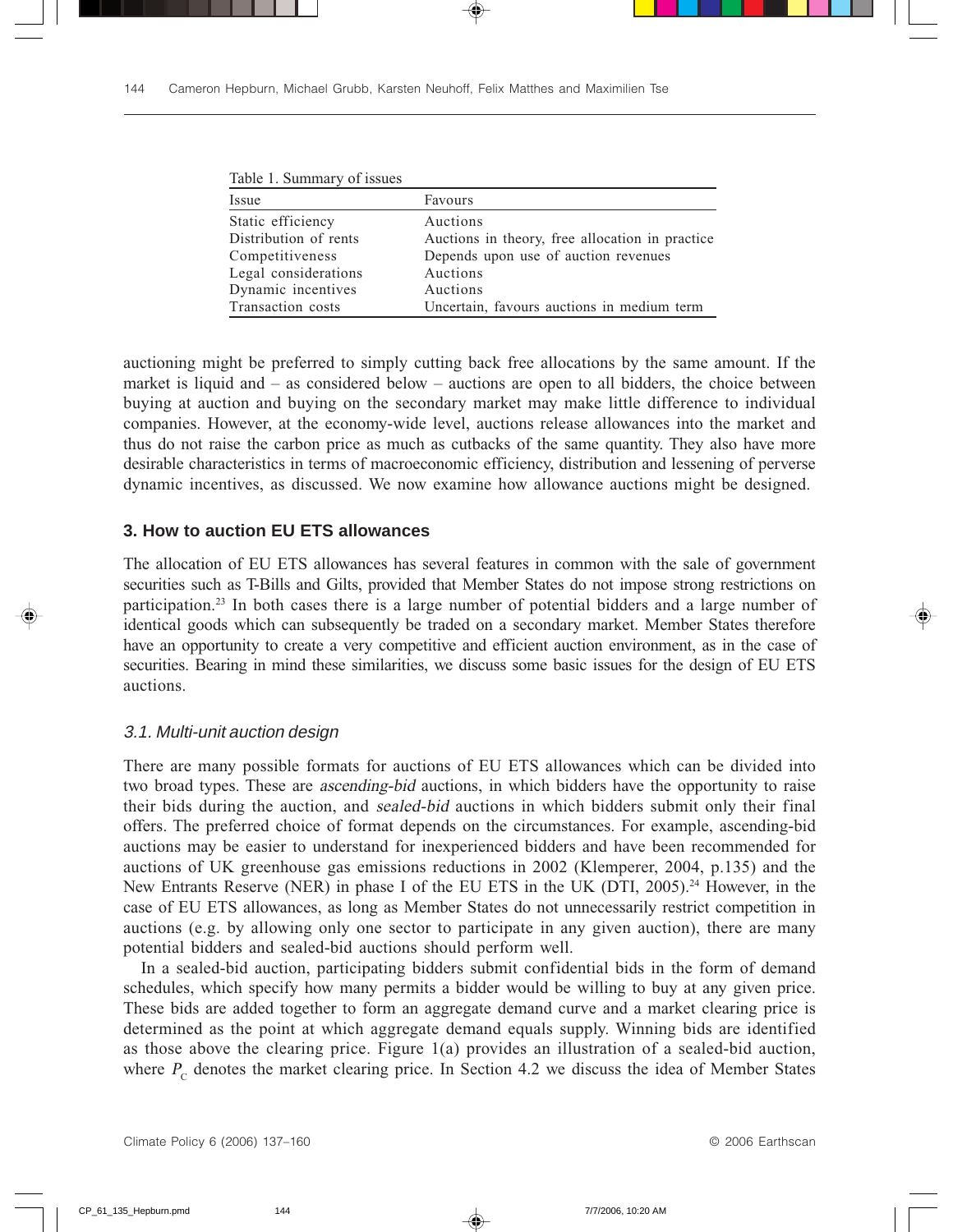Table 1. Summary of issues

| Issue | Favours |
|---|---|
| Static efficiency | Auctions |
| Distribution of rents | Auctions in theory, free allocation in practice |
| Competitiveness | Depends upon use of auction revenues |
| Legal considerations | Auctions |
| Dynamic incentives | Auctions |
| Transaction costs | Uncertain, favours auctions in medium term |

auctioning might be preferred to simply cutting back free allocations by the same amount. If the market is liquid and – as considered below – auctions are open to all bidders, the choice between buying at auction and buying on the secondary market may make little difference to individual companies. However, at the economy-wide level, auctions release allowances into the market and thus do not raise the carbon price as much as cutbacks of the same quantity. They also have more desirable characteristics in terms of macroeconomic efficiency, distribution and lessening of perverse dynamic incentives, as discussed. We now examine how allowance auctions might be designed.

## 3. How to auction EU ETS allowances

The allocation of EU ETS allowances has several features in common with the sale of government securities such as T-Bills and Gilts, provided that Member States do not impose strong restrictions on participation.[23] In both cases there is a large number of potential bidders and a large number of identical goods which can subsequently be traded on a secondary market. Member States therefore have an opportunity to create a very competitive and efficient auction environment, as in the case of securities. Bearing in mind these similarities, we discuss some basic issues for the design of EU ETS auctions.

### 3.1. Multi-unit auction design

There are many possible formats for auctions of EU ETS allowances which can be divided into two broad types. These are *ascending-bid* auctions, in which bidders have the opportunity to raise their bids during the auction, and *sealed-bid* auctions in which bidders submit only their final offers. The preferred choice of format depends on the circumstances. For example, ascending-bid auctions may be easier to understand for inexperienced bidders and have been recommended for auctions of UK greenhouse gas emissions reductions in 2002 (Klemperer, 2004, p.135) and the New Entrants Reserve (NER) in phase I of the EU ETS in the UK (DTI, 2005).[24] However, in the case of EU ETS allowances, as long as Member States do not unnecessarily restrict competition in auctions (e.g. by allowing only one sector to participate in any given auction), there are many potential bidders and sealed-bid auctions should perform well.

In a sealed-bid auction, participating bidders submit confidential bids in the form of demand schedules, which specify how many permits a bidder would be willing to buy at any given price. These bids are added together to form an aggregate demand curve and a market clearing price is determined as the point at which aggregate demand equals supply. Winning bids are identified as those above the clearing price. Figure 1(a) provides an illustration of a sealed-bid auction, where $P_C$ denotes the market clearing price. In Section 4.2 we discuss the idea of Member States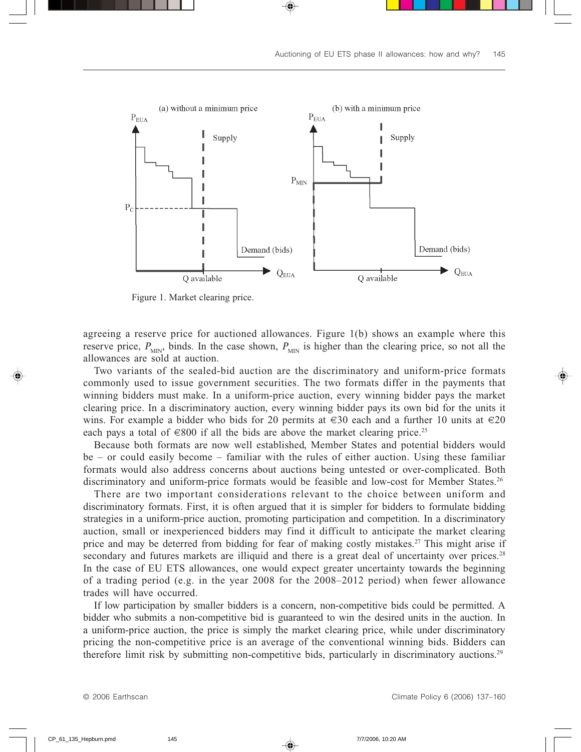Figure 1. Market clearing price.

agreeing a reserve price for auctioned allowances. Figure 1(b) shows an example where this reserve price, $P_{MIN}$, binds. In the case shown, $P_{MIN}$ is higher than the clearing price, so not all the allowances are sold at auction.

Two variants of the sealed-bid auction are the discriminatory and uniform-price formats commonly used to issue government securities. The two formats differ in the payments that winning bidders must make. In a uniform-price auction, every winning bidder pays the market clearing price. In a discriminatory auction, every winning bidder pays its own bid for the units it wins. For example a bidder who bids for 20 permits at €30 each and a further 10 units at €20 each pays a total of €800 if all the bids are above the market clearing price.[25]

Because both formats are now well established, Member States and potential bidders would be – or could easily become – familiar with the rules of either auction. Using these familiar formats would also address concerns about auctions being untested or over-complicated. Both discriminatory and uniform-price formats would be feasible and low-cost for Member States.[26]

There are two important considerations relevant to the choice between uniform and discriminatory formats. First, it is often argued that it is simpler for bidders to formulate bidding strategies in a uniform-price auction, promoting participation and competition. In a discriminatory auction, small or inexperienced bidders may find it difficult to anticipate the market clearing price and may be deterred from bidding for fear of making costly mistakes.[27] This might arise if secondary and futures markets are illiquid and there is a great deal of uncertainty over prices.[28] In the case of EU ETS allowances, one would expect greater uncertainty towards the beginning of a trading period (e.g. in the year 2008 for the 2008–2012 period) when fewer allowance trades will have occurred.

If low participation by smaller bidders is a concern, non-competitive bids could be permitted. A bidder who submits a non-competitive bid is guaranteed to win the desired units in the auction. In a uniform-price auction, the price is simply the market clearing price, while under discriminatory pricing the non-competitive price is an average of the conventional winning bids. Bidders can therefore limit risk by submitting non-competitive bids, particularly in discriminatory auctions.[29]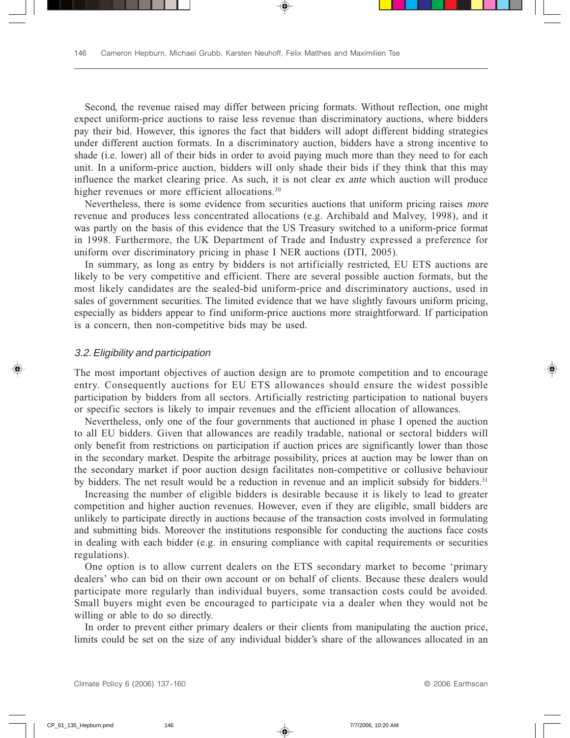Second, the revenue raised may differ between pricing formats. Without reflection, one might expect uniform-price auctions to raise less revenue than discriminatory auctions, where bidders pay their bid. However, this ignores the fact that bidders will adopt different bidding strategies under different auction formats. In a discriminatory auction, bidders have a strong incentive to shade (i.e. lower) all of their bids in order to avoid paying much more than they need to for each unit. In a uniform-price auction, bidders will only shade their bids if they think that this may influence the market clearing price. As such, it is not clear *ex ante* which auction will produce higher revenues or more efficient allocations.[30]

Nevertheless, there is some evidence from securities auctions that uniform pricing raises *more* revenue and produces less concentrated allocations (e.g. Archibald and Malvey, 1998), and it was partly on the basis of this evidence that the US Treasury switched to a uniform-price format in 1998. Furthermore, the UK Department of Trade and Industry expressed a preference for uniform over discriminatory pricing in phase I NER auctions (DTI, 2005).

In summary, as long as entry by bidders is not artificially restricted, EU ETS auctions are likely to be very competitive and efficient. There are several possible auction formats, but the most likely candidates are the sealed-bid uniform-price and discriminatory auctions, used in sales of government securities. The limited evidence that we have slightly favours uniform pricing, especially as bidders appear to find uniform-price auctions more straightforward. If participation is a concern, then non-competitive bids may be used.

### 3.2. Eligibility and participation

The most important objectives of auction design are to promote competition and to encourage entry. Consequently auctions for EU ETS allowances should ensure the widest possible participation by bidders from all sectors. Artificially restricting participation to national buyers or specific sectors is likely to impair revenues and the efficient allocation of allowances.

Nevertheless, only one of the four governments that auctioned in phase I opened the auction to all EU bidders. Given that allowances are readily tradable, national or sectoral bidders will only benefit from restrictions on participation if auction prices are significantly lower than those in the secondary market. Despite the arbitrage possibility, prices at auction may be lower than on the secondary market if poor auction design facilitates non-competitive or collusive behaviour by bidders. The net result would be a reduction in revenue and an implicit subsidy for bidders.[31]

Increasing the number of eligible bidders is desirable because it is likely to lead to greater competition and higher auction revenues. However, even if they are eligible, small bidders are unlikely to participate directly in auctions because of the transaction costs involved in formulating and submitting bids. Moreover the institutions responsible for conducting the auctions face costs in dealing with each bidder (e.g. in ensuring compliance with capital requirements or securities regulations).

One option is to allow current dealers on the ETS secondary market to become 'primary dealers' who can bid on their own account or on behalf of clients. Because these dealers would participate more regularly than individual buyers, some transaction costs could be avoided. Small buyers might even be encouraged to participate via a dealer when they would not be willing or able to do so directly.

In order to prevent either primary dealers or their clients from manipulating the auction price, limits could be set on the size of any individual bidder's share of the allowances allocated in an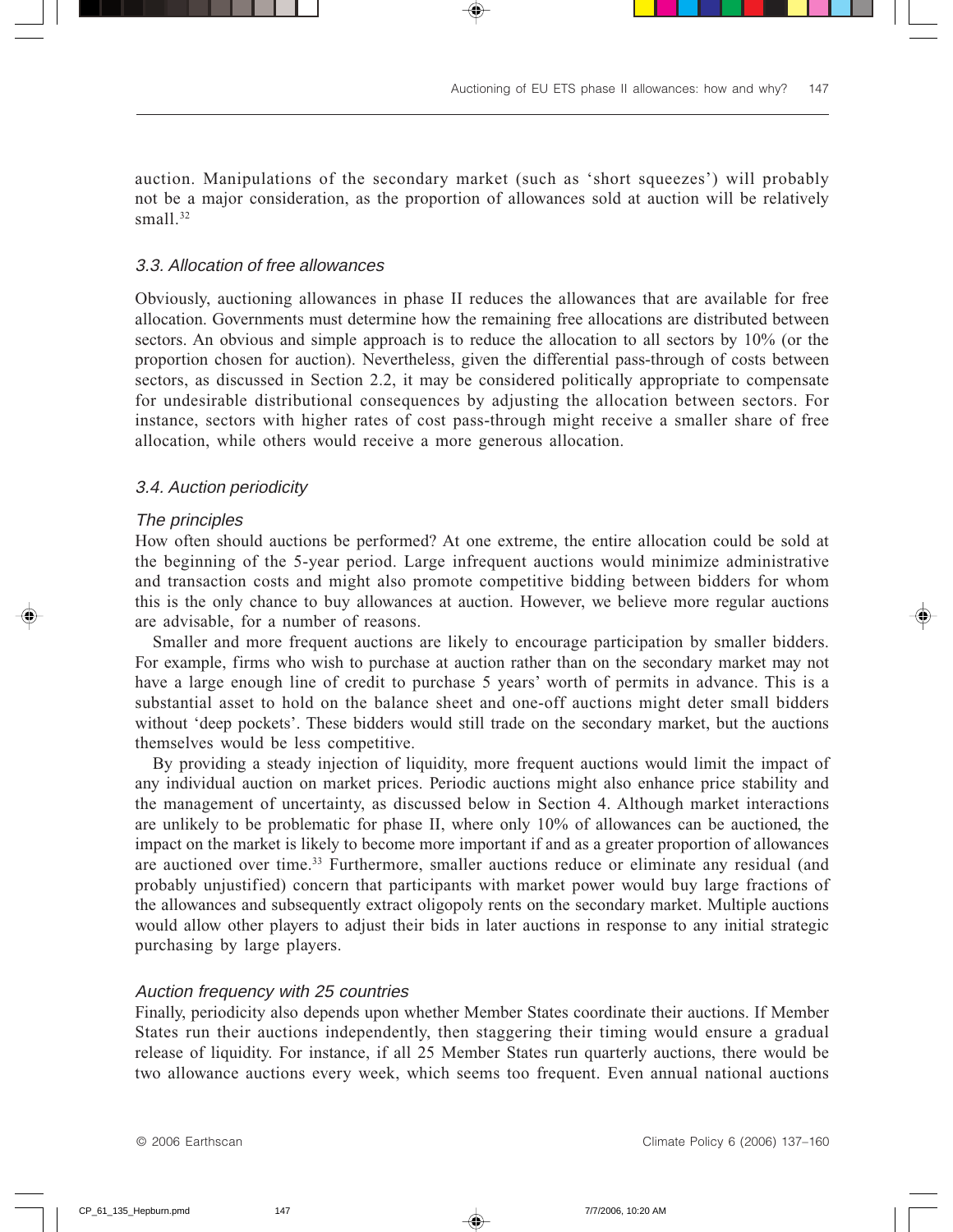auction. Manipulations of the secondary market (such as 'short squeezes') will probably not be a major consideration, as the proportion of allowances sold at auction will be relatively small.[32]

### 3.3. Allocation of free allowances

Obviously, auctioning allowances in phase II reduces the allowances that are available for free allocation. Governments must determine how the remaining free allocations are distributed between sectors. An obvious and simple approach is to reduce the allocation to all sectors by 10% (or the proportion chosen for auction). Nevertheless, given the differential pass-through of costs between sectors, as discussed in Section 2.2, it may be considered politically appropriate to compensate for undesirable distributional consequences by adjusting the allocation between sectors. For instance, sectors with higher rates of cost pass-through might receive a smaller share of free allocation, while others would receive a more generous allocation.

### 3.4. Auction periodicity

#### The principles

How often should auctions be performed? At one extreme, the entire allocation could be sold at the beginning of the 5-year period. Large infrequent auctions would minimize administrative and transaction costs and might also promote competitive bidding between bidders for whom this is the only chance to buy allowances at auction. However, we believe more regular auctions are advisable, for a number of reasons.

Smaller and more frequent auctions are likely to encourage participation by smaller bidders. For example, firms who wish to purchase at auction rather than on the secondary market may not have a large enough line of credit to purchase 5 years' worth of permits in advance. This is a substantial asset to hold on the balance sheet and one-off auctions might deter small bidders without 'deep pockets'. These bidders would still trade on the secondary market, but the auctions themselves would be less competitive.

By providing a steady injection of liquidity, more frequent auctions would limit the impact of any individual auction on market prices. Periodic auctions might also enhance price stability and the management of uncertainty, as discussed below in Section 4. Although market interactions are unlikely to be problematic for phase II, where only 10% of allowances can be auctioned, the impact on the market is likely to become more important if and as a greater proportion of allowances are auctioned over time.[33] Furthermore, smaller auctions reduce or eliminate any residual (and probably unjustified) concern that participants with market power would buy large fractions of the allowances and subsequently extract oligopoly rents on the secondary market. Multiple auctions would allow other players to adjust their bids in later auctions in response to any initial strategic purchasing by large players.

#### Auction frequency with 25 countries

Finally, periodicity also depends upon whether Member States coordinate their auctions. If Member States run their auctions independently, then staggering their timing would ensure a gradual release of liquidity. For instance, if all 25 Member States run quarterly auctions, there would be two allowance auctions every week, which seems too frequent. Even annual national auctions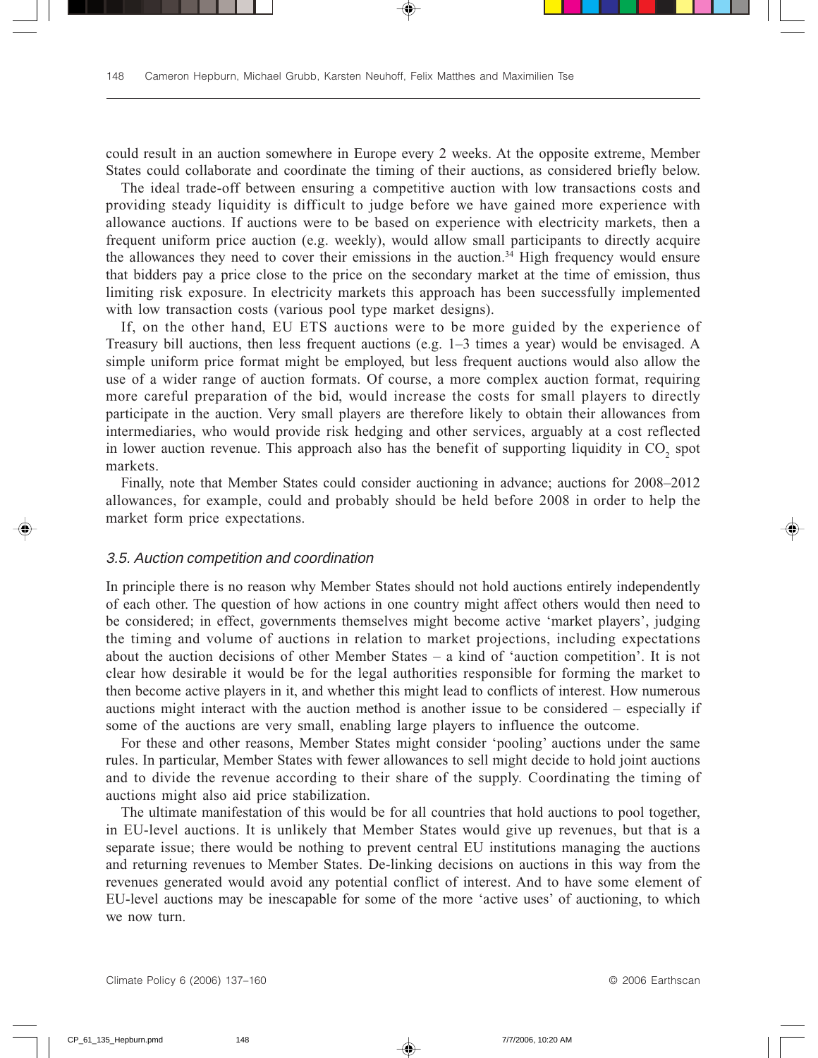could result in an auction somewhere in Europe every 2 weeks. At the opposite extreme, Member States could collaborate and coordinate the timing of their auctions, as considered briefly below.

The ideal trade-off between ensuring a competitive auction with low transactions costs and providing steady liquidity is difficult to judge before we have gained more experience with allowance auctions. If auctions were to be based on experience with electricity markets, then a frequent uniform price auction (e.g. weekly), would allow small participants to directly acquire the allowances they need to cover their emissions in the auction.[34] High frequency would ensure that bidders pay a price close to the price on the secondary market at the time of emission, thus limiting risk exposure. In electricity markets this approach has been successfully implemented with low transaction costs (various pool type market designs).

If, on the other hand, EU ETS auctions were to be more guided by the experience of Treasury bill auctions, then less frequent auctions (e.g. 1–3 times a year) would be envisaged. A simple uniform price format might be employed, but less frequent auctions would also allow the use of a wider range of auction formats. Of course, a more complex auction format, requiring more careful preparation of the bid, would increase the costs for small players to directly participate in the auction. Very small players are therefore likely to obtain their allowances from intermediaries, who would provide risk hedging and other services, arguably at a cost reflected in lower auction revenue. This approach also has the benefit of supporting liquidity in $CO_2$ spot markets.

Finally, note that Member States could consider auctioning in advance; auctions for 2008–2012 allowances, for example, could and probably should be held before 2008 in order to help the market form price expectations.

### *3.5. Auction competition and coordination*

In principle there is no reason why Member States should not hold auctions entirely independently of each other. The question of how actions in one country might affect others would then need to be considered; in effect, governments themselves might become active 'market players', judging the timing and volume of auctions in relation to market projections, including expectations about the auction decisions of other Member States – a kind of 'auction competition'. It is not clear how desirable it would be for the legal authorities responsible for forming the market to then become active players in it, and whether this might lead to conflicts of interest. How numerous auctions might interact with the auction method is another issue to be considered – especially if some of the auctions are very small, enabling large players to influence the outcome.

For these and other reasons, Member States might consider 'pooling' auctions under the same rules. In particular, Member States with fewer allowances to sell might decide to hold joint auctions and to divide the revenue according to their share of the supply. Coordinating the timing of auctions might also aid price stabilization.

The ultimate manifestation of this would be for all countries that hold auctions to pool together, in EU-level auctions. It is unlikely that Member States would give up revenues, but that is a separate issue; there would be nothing to prevent central EU institutions managing the auctions and returning revenues to Member States. De-linking decisions on auctions in this way from the revenues generated would avoid any potential conflict of interest. And to have some element of EU-level auctions may be inescapable for some of the more 'active uses' of auctioning, to which we now turn.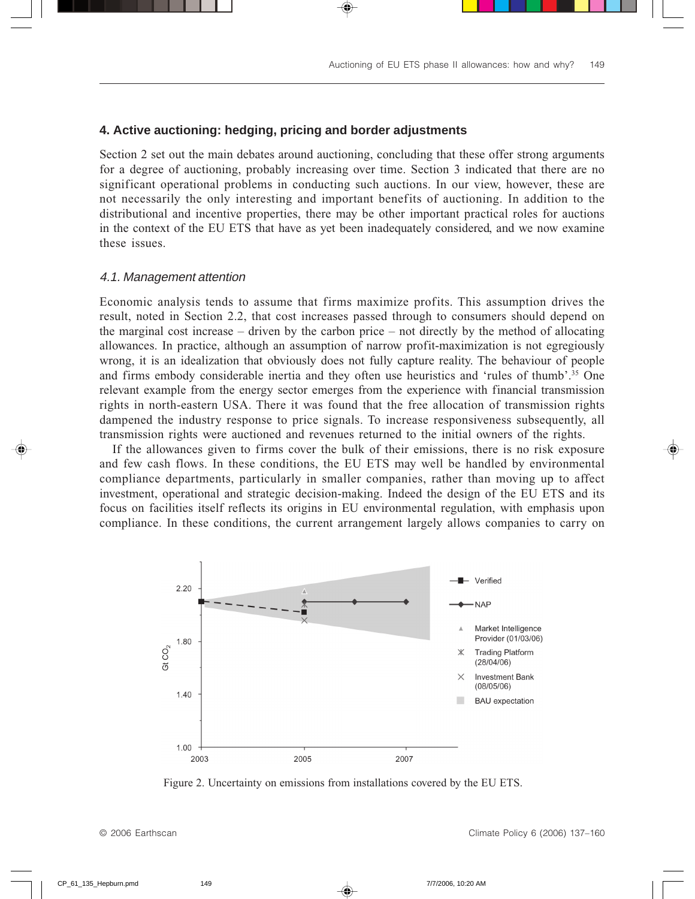## 4. Active auctioning: hedging, pricing and border adjustments

Section 2 set out the main debates around auctioning, concluding that these offer strong arguments for a degree of auctioning, probably increasing over time. Section 3 indicated that there are no significant operational problems in conducting such auctions. In our view, however, these are not necessarily the only interesting and important benefits of auctioning. In addition to the distributional and incentive properties, there may be other important practical roles for auctions in the context of the EU ETS that have as yet been inadequately considered, and we now examine these issues.

### *4.1. Management attention*

Economic analysis tends to assume that firms maximize profits. This assumption drives the result, noted in Section 2.2, that cost increases passed through to consumers should depend on the marginal cost increase – driven by the carbon price – not directly by the method of allocating allowances. In practice, although an assumption of narrow profit-maximization is not egregiously wrong, it is an idealization that obviously does not fully capture reality. The behaviour of people and firms embody considerable inertia and they often use heuristics and 'rules of thumb'.[35] One relevant example from the energy sector emerges from the experience with financial transmission rights in north-eastern USA. There it was found that the free allocation of transmission rights dampened the industry response to price signals. To increase responsiveness subsequently, all transmission rights were auctioned and revenues returned to the initial owners of the rights.

If the allowances given to firms cover the bulk of their emissions, there is no risk exposure and few cash flows. In these conditions, the EU ETS may well be handled by environmental compliance departments, particularly in smaller companies, rather than moving up to affect investment, operational and strategic decision-making. Indeed the design of the EU ETS and its focus on facilities itself reflects its origins in EU environmental regulation, with emphasis upon compliance. In these conditions, the current arrangement largely allows companies to carry on

Gt $CO_2$
2.20
1.80
1.40
1.00
2003
2005
2007
Verified
NAP
Market Intelligence Provider (01/03/06)
Trading Platform (28/04/06)
Investment Bank (08/05/06)
BAU expectation

Figure 2. Uncertainty on emissions from installations covered by the EU ETS.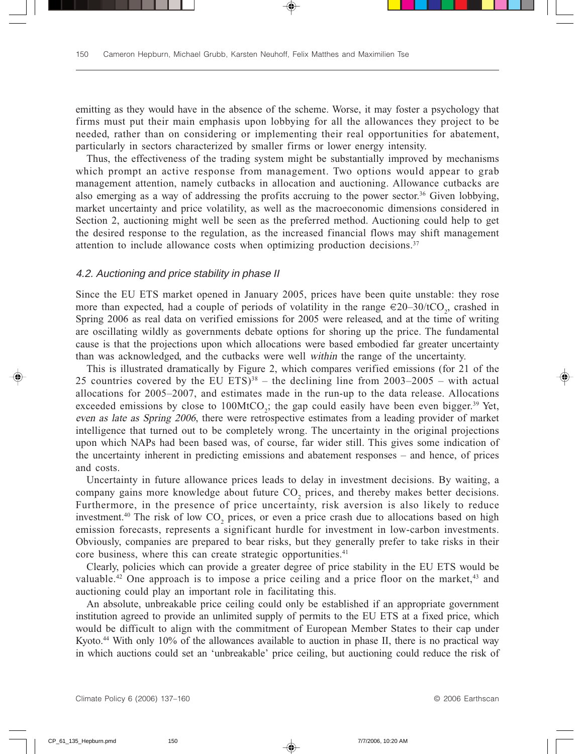emitting as they would have in the absence of the scheme. Worse, it may foster a psychology that firms must put their main emphasis upon lobbying for all the allowances they project to be needed, rather than on considering or implementing their real opportunities for abatement, particularly in sectors characterized by smaller firms or lower energy intensity.

Thus, the effectiveness of the trading system might be substantially improved by mechanisms which prompt an active response from management. Two options would appear to grab management attention, namely cutbacks in allocation and auctioning. Allowance cutbacks are also emerging as a way of addressing the profits accruing to the power sector.[36] Given lobbying, market uncertainty and price volatility, as well as the macroeconomic dimensions considered in Section 2, auctioning might well be seen as the preferred method. Auctioning could help to get the desired response to the regulation, as the increased financial flows may shift management attention to include allowance costs when optimizing production decisions.[37]

### *4.2. Auctioning and price stability in phase II*

Since the EU ETS market opened in January 2005, prices have been quite unstable: they rose more than expected, had a couple of periods of volatility in the range €20–30/t$CO_2$, crashed in Spring 2006 as real data on verified emissions for 2005 were released, and at the time of writing are oscillating wildly as governments debate options for shoring up the price. The fundamental cause is that the projections upon which allocations were based embodied far greater uncertainty than was acknowledged, and the cutbacks were well *within* the range of the uncertainty.

This is illustrated dramatically by Figure 2, which compares verified emissions (for 21 of the 25 countries covered by the EU ETS)[38] – the declining line from 2003–2005 – with actual allocations for 2005–2007, and estimates made in the run-up to the data release. Allocations exceeded emissions by close to 100Mt$CO_2$; the gap could easily have been even bigger.[39] Yet, *even as late as Spring 2006*, there were retrospective estimates from a leading provider of market intelligence that turned out to be completely wrong. The uncertainty in the original projections upon which NAPs had been based was, of course, far wider still. This gives some indication of the uncertainty inherent in predicting emissions and abatement responses – and hence, of prices and costs.

Uncertainty in future allowance prices leads to delay in investment decisions. By waiting, a company gains more knowledge about future $CO_2$ prices, and thereby makes better decisions. Furthermore, in the presence of price uncertainty, risk aversion is also likely to reduce investment.[40] The risk of low $CO_2$ prices, or even a price crash due to allocations based on high emission forecasts, represents a significant hurdle for investment in low-carbon investments. Obviously, companies are prepared to bear risks, but they generally prefer to take risks in their core business, where this can create strategic opportunities.[41]

Clearly, policies which can provide a greater degree of price stability in the EU ETS would be valuable.[42] One approach is to impose a price ceiling and a price floor on the market,[43] and auctioning could play an important role in facilitating this.

An absolute, unbreakable price ceiling could only be established if an appropriate government institution agreed to provide an unlimited supply of permits to the EU ETS at a fixed price, which would be difficult to align with the commitment of European Member States to their cap under Kyoto.[44] With only 10% of the allowances available to auction in phase II, there is no practical way in which auctions could set an 'unbreakable' price ceiling, but auctioning could reduce the risk of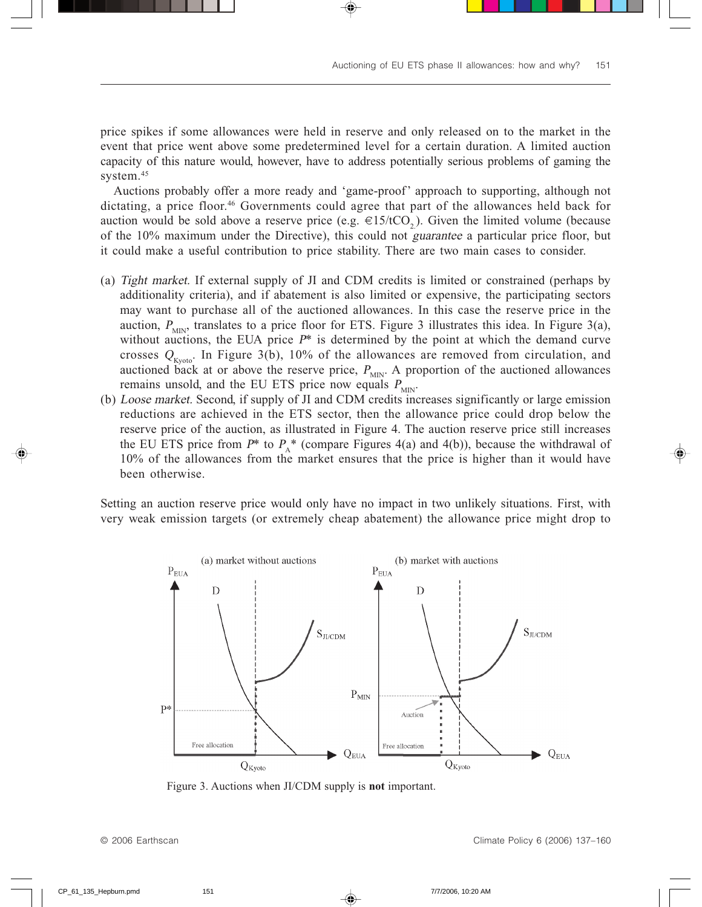price spikes if some allowances were held in reserve and only released on to the market in the event that price went above some predetermined level for a certain duration. A limited auction capacity of this nature would, however, have to address potentially serious problems of gaming the system.[45]

Auctions probably offer a more ready and 'game-proof' approach to supporting, although not dictating, a price floor.[46] Governments could agree that part of the allowances held back for auction would be sold above a reserve price (e.g. €15/t$CO_2$). Given the limited volume (because of the 10% maximum under the Directive), this could not *guarantee* a particular price floor, but it could make a useful contribution to price stability. There are two main cases to consider.

(a) *Tight market.* If external supply of JI and CDM credits is limited or constrained (perhaps by additionality criteria), and if abatement is also limited or expensive, the participating sectors may want to purchase all of the auctioned allowances. In this case the reserve price in the auction, $P_{MIN}$, translates to a price floor for ETS. Figure 3 illustrates this idea. In Figure 3(a), without auctions, the EUA price $P^*$ is determined by the point at which the demand curve crosses $Q_{Kyoto}$. In Figure 3(b), 10% of the allowances are removed from circulation, and auctioned back at or above the reserve price, $P_{MIN}$. A proportion of the auctioned allowances remains unsold, and the EU ETS price now equals $P_{MIN}$.

(b) *Loose market.* Second, if supply of JI and CDM credits increases significantly or large emission reductions are achieved in the ETS sector, then the allowance price could drop below the reserve price of the auction, as illustrated in Figure 4. The auction reserve price still increases the EU ETS price from $P^*$ to $P_A^*$ (compare Figures 4(a) and 4(b)), because the withdrawal of 10% of the allowances from the market ensures that the price is higher than it would have been otherwise.

Setting an auction reserve price would only have no impact in two unlikely situations. First, with very weak emission targets (or extremely cheap abatement) the allowance price might drop to

Figure 3. Auctions when JI/CDM supply is **not** important.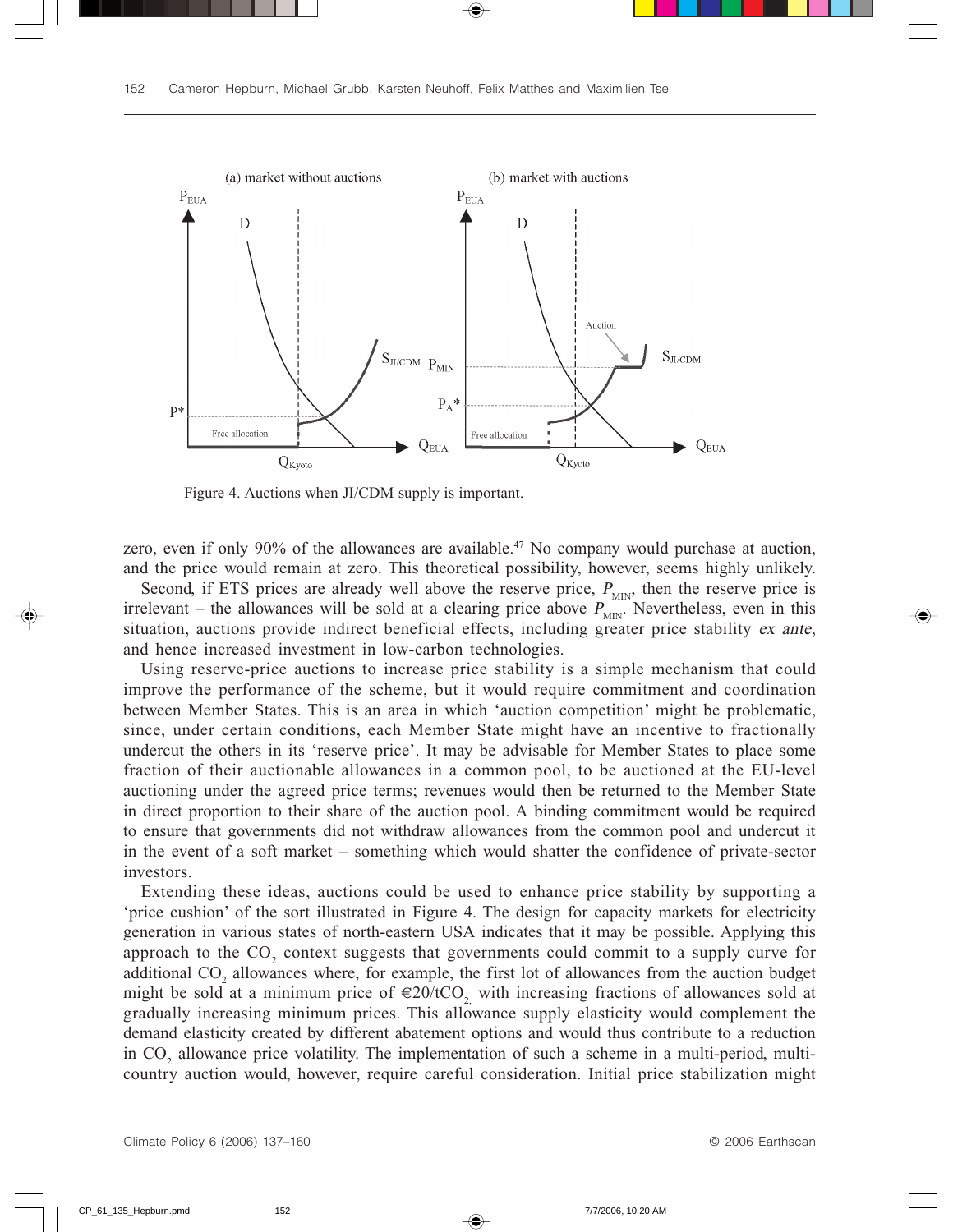Figure 4. Auctions when JI/CDM supply is important.

zero, even if only 90% of the allowances are available.[47] No company would purchase at auction, and the price would remain at zero. This theoretical possibility, however, seems highly unlikely.

Second, if ETS prices are already well above the reserve price, $P_{MIN}$, then the reserve price is irrelevant – the allowances will be sold at a clearing price above $P_{MIN}$. Nevertheless, even in this situation, auctions provide indirect beneficial effects, including greater price stability *ex ante*, and hence increased investment in low-carbon technologies.

Using reserve-price auctions to increase price stability is a simple mechanism that could improve the performance of the scheme, but it would require commitment and coordination between Member States. This is an area in which 'auction competition' might be problematic, since, under certain conditions, each Member State might have an incentive to fractionally undercut the others in its 'reserve price'. It may be advisable for Member States to place some fraction of their auctionable allowances in a common pool, to be auctioned at the EU-level auctioning under the agreed price terms; revenues would then be returned to the Member State in direct proportion to their share of the auction pool. A binding commitment would be required to ensure that governments did not withdraw allowances from the common pool and undercut it in the event of a soft market – something which would shatter the confidence of private-sector investors.

Extending these ideas, auctions could be used to enhance price stability by supporting a 'price cushion' of the sort illustrated in Figure 4. The design for capacity markets for electricity generation in various states of north-eastern USA indicates that it may be possible. Applying this approach to the $CO_2$ context suggests that governments could commit to a supply curve for additional $CO_2$ allowances where, for example, the first lot of allowances from the auction budget might be sold at a minimum price of €20/t$CO_2$, with increasing fractions of allowances sold at gradually increasing minimum prices. This allowance supply elasticity would complement the demand elasticity created by different abatement options and would thus contribute to a reduction in $CO_2$ allowance price volatility. The implementation of such a scheme in a multi-period, multi-country auction would, however, require careful consideration. Initial price stabilization might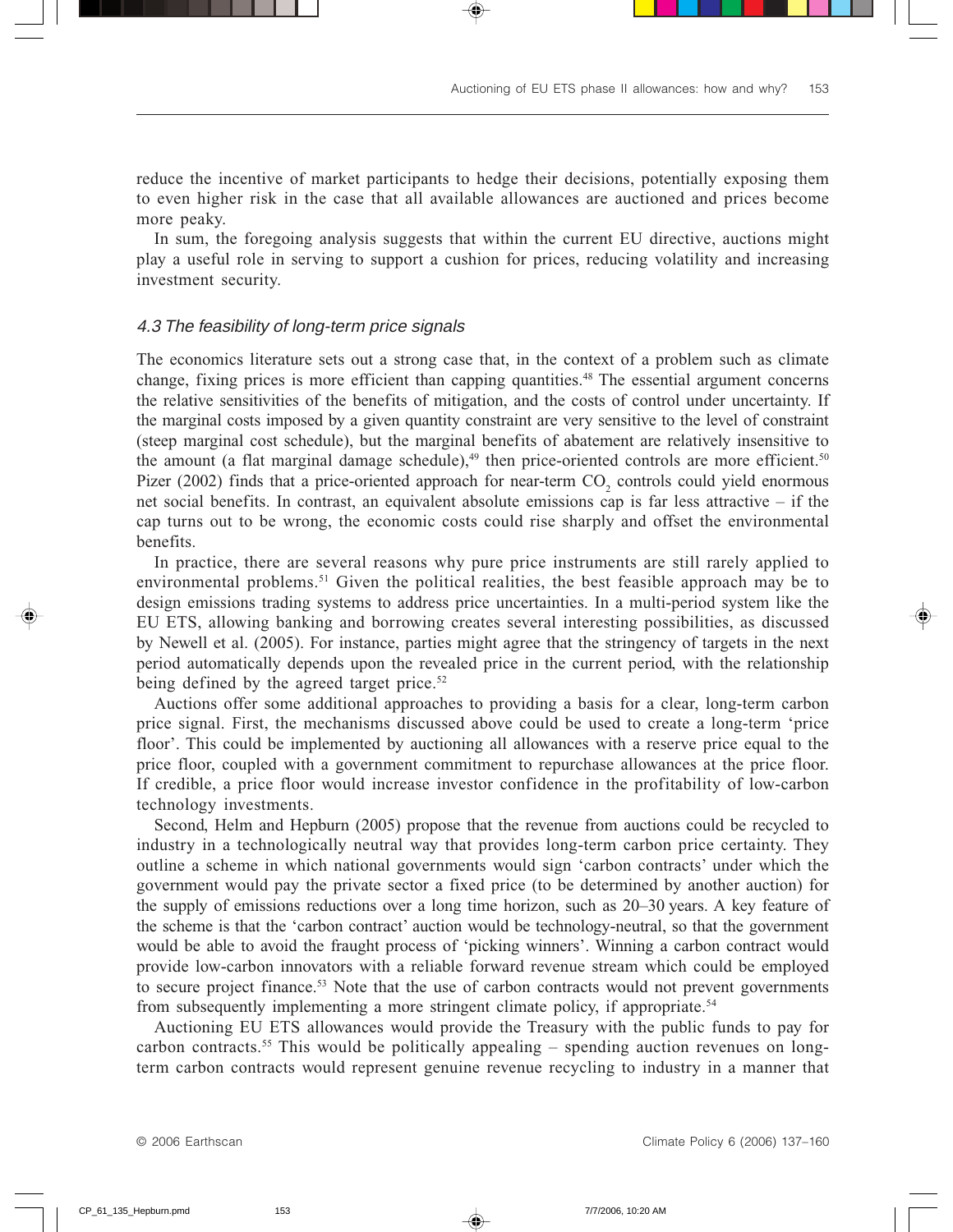reduce the incentive of market participants to hedge their decisions, potentially exposing them to even higher risk in the case that all available allowances are auctioned and prices become more peaky.

In sum, the foregoing analysis suggests that within the current EU directive, auctions might play a useful role in serving to support a cushion for prices, reducing volatility and increasing investment security.

### *4.3 The feasibility of long-term price signals*

The economics literature sets out a strong case that, in the context of a problem such as climate change, fixing prices is more efficient than capping quantities.[48] The essential argument concerns the relative sensitivities of the benefits of mitigation, and the costs of control under uncertainty. If the marginal costs imposed by a given quantity constraint are very sensitive to the level of constraint (steep marginal cost schedule), but the marginal benefits of abatement are relatively insensitive to the amount (a flat marginal damage schedule),[49] then price-oriented controls are more efficient.[50] Pizer (2002) finds that a price-oriented approach for near-term $CO_2$ controls could yield enormous net social benefits. In contrast, an equivalent absolute emissions cap is far less attractive – if the cap turns out to be wrong, the economic costs could rise sharply and offset the environmental benefits.

In practice, there are several reasons why pure price instruments are still rarely applied to environmental problems.[51] Given the political realities, the best feasible approach may be to design emissions trading systems to address price uncertainties. In a multi-period system like the EU ETS, allowing banking and borrowing creates several interesting possibilities, as discussed by Newell et al. (2005). For instance, parties might agree that the stringency of targets in the next period automatically depends upon the revealed price in the current period, with the relationship being defined by the agreed target price.[52]

Auctions offer some additional approaches to providing a basis for a clear, long-term carbon price signal. First, the mechanisms discussed above could be used to create a long-term 'price floor'. This could be implemented by auctioning all allowances with a reserve price equal to the price floor, coupled with a government commitment to repurchase allowances at the price floor. If credible, a price floor would increase investor confidence in the profitability of low-carbon technology investments.

Second, Helm and Hepburn (2005) propose that the revenue from auctions could be recycled to industry in a technologically neutral way that provides long-term carbon price certainty. They outline a scheme in which national governments would sign 'carbon contracts' under which the government would pay the private sector a fixed price (to be determined by another auction) for the supply of emissions reductions over a long time horizon, such as 20–30 years. A key feature of the scheme is that the 'carbon contract' auction would be technology-neutral, so that the government would be able to avoid the fraught process of 'picking winners'. Winning a carbon contract would provide low-carbon innovators with a reliable forward revenue stream which could be employed to secure project finance.[53] Note that the use of carbon contracts would not prevent governments from subsequently implementing a more stringent climate policy, if appropriate.[54]

Auctioning EU ETS allowances would provide the Treasury with the public funds to pay for carbon contracts.[55] This would be politically appealing – spending auction revenues on long-term carbon contracts would represent genuine revenue recycling to industry in a manner that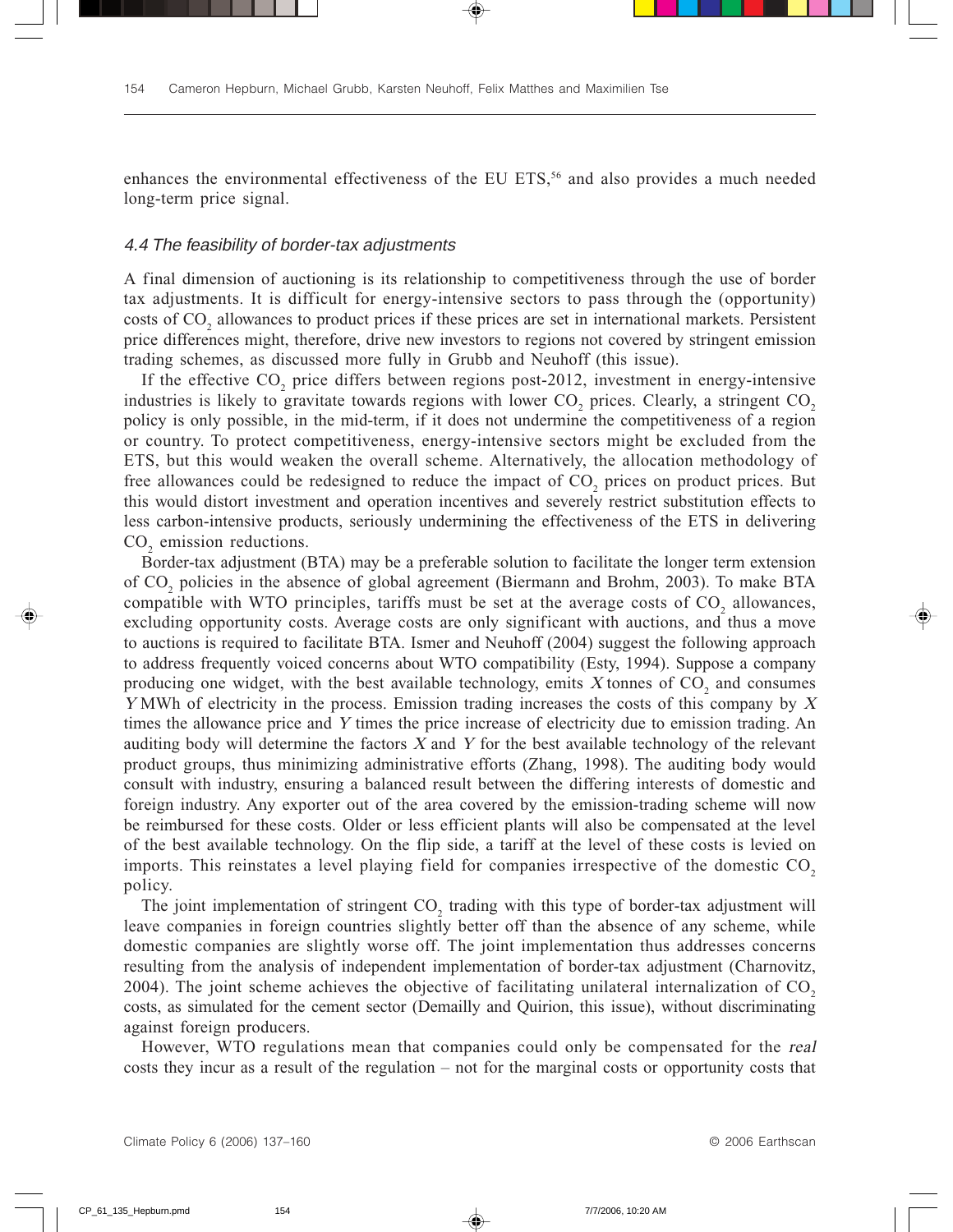enhances the environmental effectiveness of the EU ETS,[56] and also provides a much needed long-term price signal.

### *4.4 The feasibility of border-tax adjustments*

A final dimension of auctioning is its relationship to competitiveness through the use of border tax adjustments. It is difficult for energy-intensive sectors to pass through the (opportunity) costs of $CO_2$ allowances to product prices if these prices are set in international markets. Persistent price differences might, therefore, drive new investors to regions not covered by stringent emission trading schemes, as discussed more fully in Grubb and Neuhoff (this issue).

If the effective $CO_2$ price differs between regions post-2012, investment in energy-intensive industries is likely to gravitate towards regions with lower $CO_2$ prices. Clearly, a stringent $CO_2$ policy is only possible, in the mid-term, if it does not undermine the competitiveness of a region or country. To protect competitiveness, energy-intensive sectors might be excluded from the ETS, but this would weaken the overall scheme. Alternatively, the allocation methodology of free allowances could be redesigned to reduce the impact of $CO_2$ prices on product prices. But this would distort investment and operation incentives and severely restrict substitution effects to less carbon-intensive products, seriously undermining the effectiveness of the ETS in delivering $CO_2$ emission reductions.

Border-tax adjustment (BTA) may be a preferable solution to facilitate the longer term extension of $CO_2$ policies in the absence of global agreement (Biermann and Brohm, 2003). To make BTA compatible with WTO principles, tariffs must be set at the average costs of $CO_2$ allowances, excluding opportunity costs. Average costs are only significant with auctions, and thus a move to auctions is required to facilitate BTA. Ismer and Neuhoff (2004) suggest the following approach to address frequently voiced concerns about WTO compatibility (Esty, 1994). Suppose a company producing one widget, with the best available technology, emits $X$ tonnes of $CO_2$ and consumes $Y$ MWh of electricity in the process. Emission trading increases the costs of this company by $X$ times the allowance price and $Y$ times the price increase of electricity due to emission trading. An auditing body will determine the factors $X$ and $Y$ for the best available technology of the relevant product groups, thus minimizing administrative efforts (Zhang, 1998). The auditing body would consult with industry, ensuring a balanced result between the differing interests of domestic and foreign industry. Any exporter out of the area covered by the emission-trading scheme will now be reimbursed for these costs. Older or less efficient plants will also be compensated at the level of the best available technology. On the flip side, a tariff at the level of these costs is levied on imports. This reinstates a level playing field for companies irrespective of the domestic $CO_2$ policy.

The joint implementation of stringent $CO_2$ trading with this type of border-tax adjustment will leave companies in foreign countries slightly better off than the absence of any scheme, while domestic companies are slightly worse off. The joint implementation thus addresses concerns resulting from the analysis of independent implementation of border-tax adjustment (Charnovitz, 2004). The joint scheme achieves the objective of facilitating unilateral internalization of $CO_2$ costs, as simulated for the cement sector (Demailly and Quirion, this issue), without discriminating against foreign producers.

However, WTO regulations mean that companies could only be compensated for the *real* costs they incur as a result of the regulation – not for the marginal costs or opportunity costs that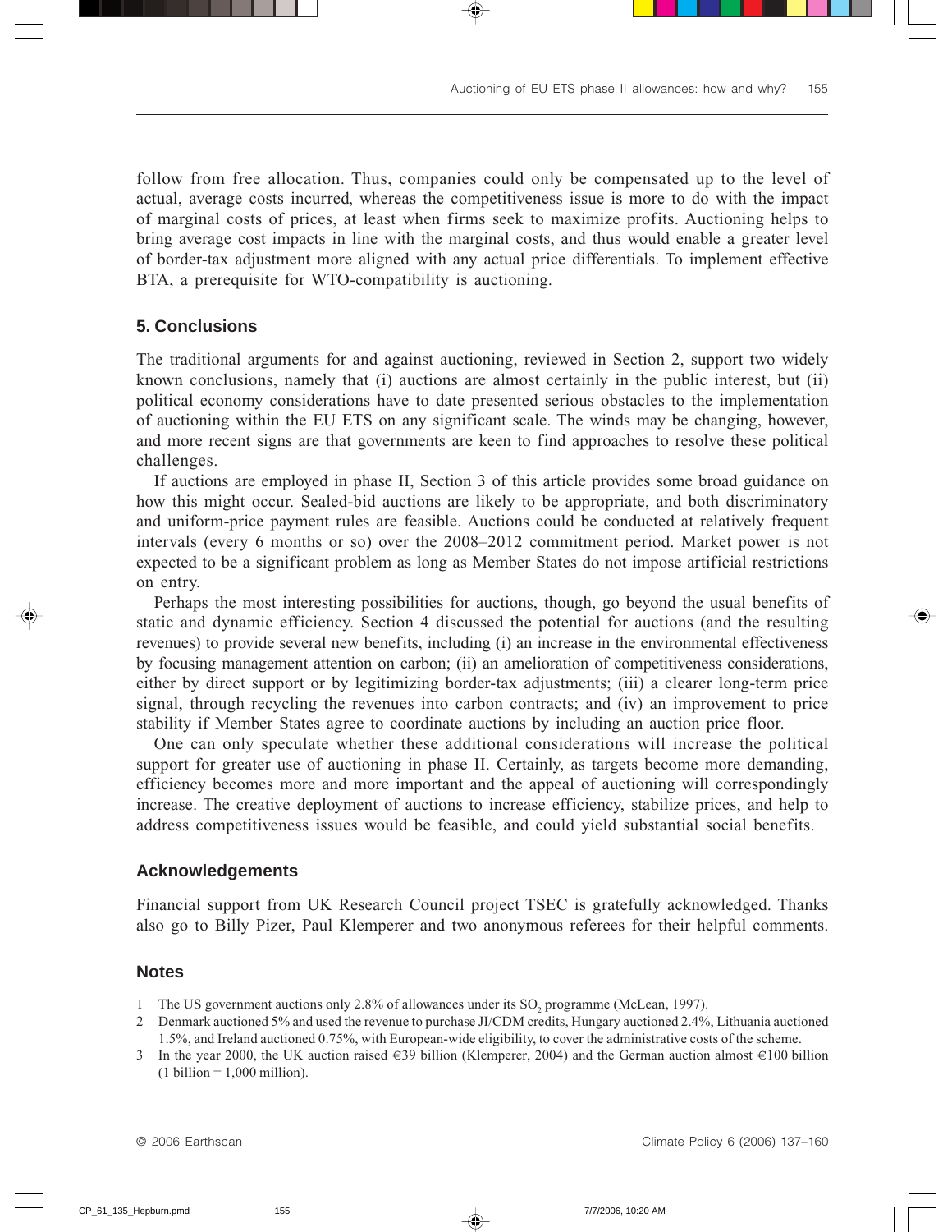follow from free allocation. Thus, companies could only be compensated up to the level of actual, average costs incurred, whereas the competitiveness issue is more to do with the impact of marginal costs of prices, at least when firms seek to maximize profits. Auctioning helps to bring average cost impacts in line with the marginal costs, and thus would enable a greater level of border-tax adjustment more aligned with any actual price differentials. To implement effective BTA, a prerequisite for WTO-compatibility is auctioning.

## 5. Conclusions

The traditional arguments for and against auctioning, reviewed in Section 2, support two widely known conclusions, namely that (i) auctions are almost certainly in the public interest, but (ii) political economy considerations have to date presented serious obstacles to the implementation of auctioning within the EU ETS on any significant scale. The winds may be changing, however, and more recent signs are that governments are keen to find approaches to resolve these political challenges.

If auctions are employed in phase II, Section 3 of this article provides some broad guidance on how this might occur. Sealed-bid auctions are likely to be appropriate, and both discriminatory and uniform-price payment rules are feasible. Auctions could be conducted at relatively frequent intervals (every 6 months or so) over the 2008–2012 commitment period. Market power is not expected to be a significant problem as long as Member States do not impose artificial restrictions on entry.

Perhaps the most interesting possibilities for auctions, though, go beyond the usual benefits of static and dynamic efficiency. Section 4 discussed the potential for auctions (and the resulting revenues) to provide several new benefits, including (i) an increase in the environmental effectiveness by focusing management attention on carbon; (ii) an amelioration of competitiveness considerations, either by direct support or by legitimizing border-tax adjustments; (iii) a clearer long-term price signal, through recycling the revenues into carbon contracts; and (iv) an improvement to price stability if Member States agree to coordinate auctions by including an auction price floor.

One can only speculate whether these additional considerations will increase the political support for greater use of auctioning in phase II. Certainly, as targets become more demanding, efficiency becomes more and more important and the appeal of auctioning will correspondingly increase. The creative deployment of auctions to increase efficiency, stabilize prices, and help to address competitiveness issues would be feasible, and could yield substantial social benefits.

### Acknowledgements

Financial support from UK Research Council project TSEC is gratefully acknowledged. Thanks also go to Billy Pizer, Paul Klemperer and two anonymous referees for their helpful comments.

### Notes

1 The US government auctions only 2.8% of allowances under its $SO_2$ programme (McLean, 1997).

2 Denmark auctioned 5% and used the revenue to purchase JI/CDM credits, Hungary auctioned 2.4%, Lithuania auctioned 1.5%, and Ireland auctioned 0.75%, with European-wide eligibility, to cover the administrative costs of the scheme.

3 In the year 2000, the UK auction raised €39 billion (Klemperer, 2004) and the German auction almost €100 billion (1 billion = 1,000 million).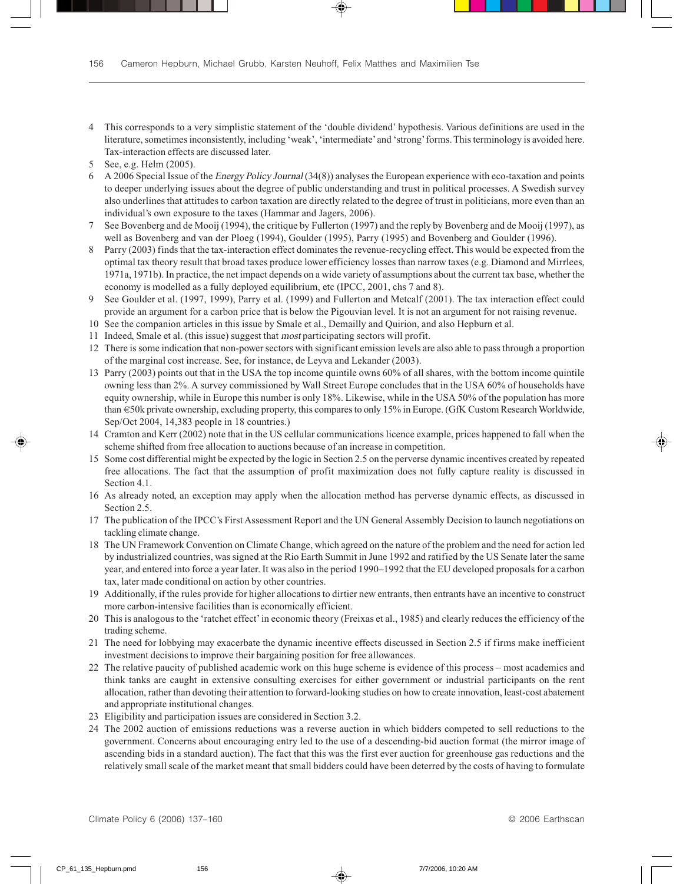4 This corresponds to a very simplistic statement of the 'double dividend' hypothesis. Various definitions are used in the literature, sometimes inconsistently, including 'weak', 'intermediate' and 'strong' forms. This terminology is avoided here. Tax-interaction effects are discussed later.

5 See, e.g. Helm (2005).

6 A 2006 Special Issue of the *Energy Policy Journal* (34(8)) analyses the European experience with eco-taxation and points to deeper underlying issues about the degree of public understanding and trust in political processes. A Swedish survey also underlines that attitudes to carbon taxation are directly related to the degree of trust in politicians, more even than an individual's own exposure to the taxes (Hammar and Jagers, 2006).

7 See Bovenberg and de Mooij (1994), the critique by Fullerton (1997) and the reply by Bovenberg and de Mooij (1997), as well as Bovenberg and van der Ploeg (1994), Goulder (1995), Parry (1995) and Bovenberg and Goulder (1996).

8 Parry (2003) finds that the tax-interaction effect dominates the revenue-recycling effect. This would be expected from the optimal tax theory result that broad taxes produce lower efficiency losses than narrow taxes (e.g. Diamond and Mirrlees, 1971a, 1971b). In practice, the net impact depends on a wide variety of assumptions about the current tax base, whether the economy is modelled as a fully deployed equilibrium, etc (IPCC, 2001, chs 7 and 8).

9 See Goulder et al. (1997, 1999), Parry et al. (1999) and Fullerton and Metcalf (2001). The tax interaction effect could provide an argument for a carbon price that is below the Pigouvian level. It is not an argument for not raising revenue.

10 See the companion articles in this issue by Smale et al., Demailly and Quirion, and also Hepburn et al.

11 Indeed, Smale et al. (this issue) suggest that *most* participating sectors will profit.

12 There is some indication that non-power sectors with significant emission levels are also able to pass through a proportion of the marginal cost increase. See, for instance, de Leyva and Lekander (2003).

13 Parry (2003) points out that in the USA the top income quintile owns 60% of all shares, with the bottom income quintile owning less than 2%. A survey commissioned by Wall Street Europe concludes that in the USA 60% of households have equity ownership, while in Europe this number is only 18%. Likewise, while in the USA 50% of the population has more than €50k private ownership, excluding property, this compares to only 15% in Europe. (GfK Custom Research Worldwide, Sep/Oct 2004, 14,383 people in 18 countries.)

14 Cramton and Kerr (2002) note that in the US cellular communications licence example, prices happened to fall when the scheme shifted from free allocation to auctions because of an increase in competition.

15 Some cost differential might be expected by the logic in Section 2.5 on the perverse dynamic incentives created by repeated free allocations. The fact that the assumption of profit maximization does not fully capture reality is discussed in Section 4.1.

16 As already noted, an exception may apply when the allocation method has perverse dynamic effects, as discussed in Section 2.5.

17 The publication of the IPCC's First Assessment Report and the UN General Assembly Decision to launch negotiations on tackling climate change.

18 The UN Framework Convention on Climate Change, which agreed on the nature of the problem and the need for action led by industrialized countries, was signed at the Rio Earth Summit in June 1992 and ratified by the US Senate later the same year, and entered into force a year later. It was also in the period 1990–1992 that the EU developed proposals for a carbon tax, later made conditional on action by other countries.

19 Additionally, if the rules provide for higher allocations to dirtier new entrants, then entrants have an incentive to construct more carbon-intensive facilities than is economically efficient.

20 This is analogous to the 'ratchet effect' in economic theory (Freixas et al., 1985) and clearly reduces the efficiency of the trading scheme.

21 The need for lobbying may exacerbate the dynamic incentive effects discussed in Section 2.5 if firms make inefficient investment decisions to improve their bargaining position for free allowances.

22 The relative paucity of published academic work on this huge scheme is evidence of this process – most academics and think tanks are caught in extensive consulting exercises for either government or industrial participants on the rent allocation, rather than devoting their attention to forward-looking studies on how to create innovation, least-cost abatement and appropriate institutional changes.

23 Eligibility and participation issues are considered in Section 3.2.

24 The 2002 auction of emissions reductions was a reverse auction in which bidders competed to sell reductions to the government. Concerns about encouraging entry led to the use of a descending-bid auction format (the mirror image of ascending bids in a standard auction). The fact that this was the first ever auction for greenhouse gas reductions and the relatively small scale of the market meant that small bidders could have been deterred by the costs of having to formulate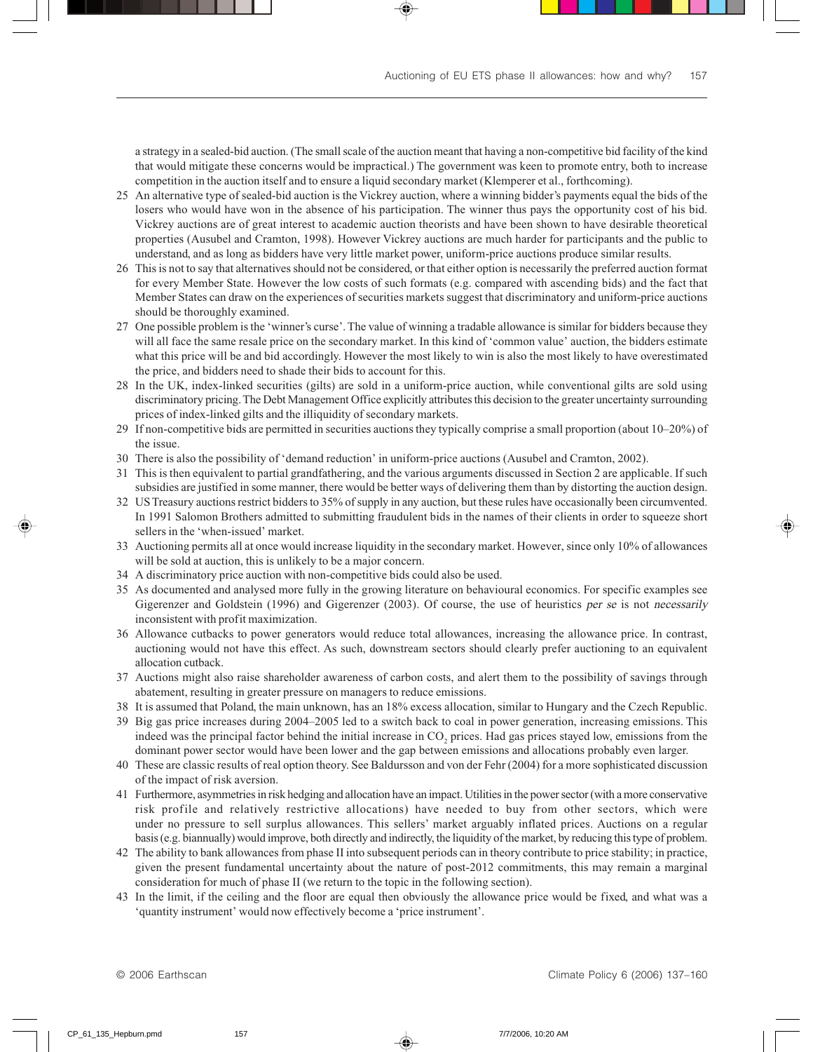a strategy in a sealed-bid auction. (The small scale of the auction meant that having a non-competitive bid facility of the kind that would mitigate these concerns would be impractical.) The government was keen to promote entry, both to increase competition in the auction itself and to ensure a liquid secondary market (Klemperer et al., forthcoming).

25 An alternative type of sealed-bid auction is the Vickrey auction, where a winning bidder's payments equal the bids of the losers who would have won in the absence of his participation. The winner thus pays the opportunity cost of his bid. Vickrey auctions are of great interest to academic auction theorists and have been shown to have desirable theoretical properties (Ausubel and Cramton, 1998). However Vickrey auctions are much harder for participants and the public to understand, and as long as bidders have very little market power, uniform-price auctions produce similar results.

26 This is not to say that alternatives should not be considered, or that either option is necessarily the preferred auction format for every Member State. However the low costs of such formats (e.g. compared with ascending bids) and the fact that Member States can draw on the experiences of securities markets suggest that discriminatory and uniform-price auctions should be thoroughly examined.

27 One possible problem is the 'winner's curse'. The value of winning a tradable allowance is similar for bidders because they will all face the same resale price on the secondary market. In this kind of 'common value' auction, the bidders estimate what this price will be and bid accordingly. However the most likely to win is also the most likely to have overestimated the price, and bidders need to shade their bids to account for this.

28 In the UK, index-linked securities (gilts) are sold in a uniform-price auction, while conventional gilts are sold using discriminatory pricing. The Debt Management Office explicitly attributes this decision to the greater uncertainty surrounding prices of index-linked gilts and the illiquidity of secondary markets.

29 If non-competitive bids are permitted in securities auctions they typically comprise a small proportion (about 10–20%) of the issue.

30 There is also the possibility of 'demand reduction' in uniform-price auctions (Ausubel and Cramton, 2002).

31 This is then equivalent to partial grandfathering, and the various arguments discussed in Section 2 are applicable. If such subsidies are justified in some manner, there would be better ways of delivering them than by distorting the auction design.

32 US Treasury auctions restrict bidders to 35% of supply in any auction, but these rules have occasionally been circumvented. In 1991 Salomon Brothers admitted to submitting fraudulent bids in the names of their clients in order to squeeze short sellers in the 'when-issued' market.

33 Auctioning permits all at once would increase liquidity in the secondary market. However, since only 10% of allowances will be sold at auction, this is unlikely to be a major concern.

34 A discriminatory price auction with non-competitive bids could also be used.

35 As documented and analysed more fully in the growing literature on behavioural economics. For specific examples see Gigerenzer and Goldstein (1996) and Gigerenzer (2003). Of course, the use of heuristics *per se* is not *necessarily* inconsistent with profit maximization.

36 Allowance cutbacks to power generators would reduce total allowances, increasing the allowance price. In contrast, auctioning would not have this effect. As such, downstream sectors should clearly prefer auctioning to an equivalent allocation cutback.

37 Auctions might also raise shareholder awareness of carbon costs, and alert them to the possibility of savings through abatement, resulting in greater pressure on managers to reduce emissions.

38 It is assumed that Poland, the main unknown, has an 18% excess allocation, similar to Hungary and the Czech Republic.

39 Big gas price increases during 2004–2005 led to a switch back to coal in power generation, increasing emissions. This indeed was the principal factor behind the initial increase in $CO_2$ prices. Had gas prices stayed low, emissions from the dominant power sector would have been lower and the gap between emissions and allocations probably even larger.

40 These are classic results of real option theory. See Baldursson and von der Fehr (2004) for a more sophisticated discussion of the impact of risk aversion.

41 Furthermore, asymmetries in risk hedging and allocation have an impact. Utilities in the power sector (with a more conservative risk profile and relatively restrictive allocations) have needed to buy from other sectors, which were under no pressure to sell surplus allowances. This sellers' market arguably inflated prices. Auctions on a regular basis (e.g. biannually) would improve, both directly and indirectly, the liquidity of the market, by reducing this type of problem.

42 The ability to bank allowances from phase II into subsequent periods can in theory contribute to price stability; in practice, given the present fundamental uncertainty about the nature of post-2012 commitments, this may remain a marginal consideration for much of phase II (we return to the topic in the following section).

43 In the limit, if the ceiling and the floor are equal then obviously the allowance price would be fixed, and what was a 'quantity instrument' would now effectively become a 'price instrument'.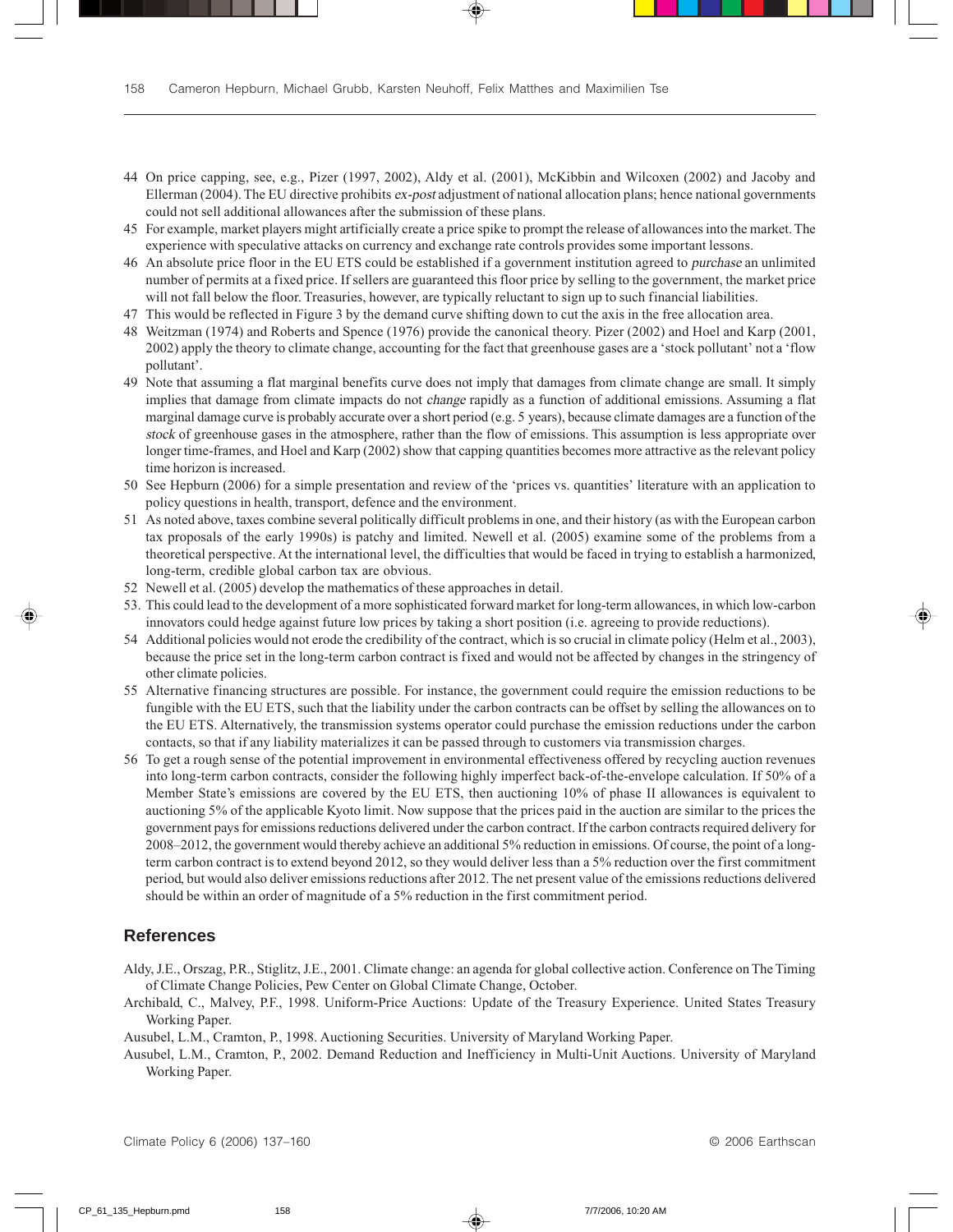44 On price capping, see, e.g., Pizer (1997, 2002), Aldy et al. (2001), McKibbin and Wilcoxen (2002) and Jacoby and Ellerman (2004). The EU directive prohibits *ex-post* adjustment of national allocation plans; hence national governments could not sell additional allowances after the submission of these plans.

45 For example, market players might artificially create a price spike to prompt the release of allowances into the market. The experience with speculative attacks on currency and exchange rate controls provides some important lessons.

46 An absolute price floor in the EU ETS could be established if a government institution agreed to *purchase* an unlimited number of permits at a fixed price. If sellers are guaranteed this floor price by selling to the government, the market price will not fall below the floor. Treasuries, however, are typically reluctant to sign up to such financial liabilities.

47 This would be reflected in Figure 3 by the demand curve shifting down to cut the axis in the free allocation area.

48 Weitzman (1974) and Roberts and Spence (1976) provide the canonical theory. Pizer (2002) and Hoel and Karp (2001, 2002) apply the theory to climate change, accounting for the fact that greenhouse gases are a 'stock pollutant' not a 'flow pollutant'.

49 Note that assuming a flat marginal benefits curve does not imply that damages from climate change are small. It simply implies that damage from climate impacts do not *change* rapidly as a function of additional emissions. Assuming a flat marginal damage curve is probably accurate over a short period (e.g. 5 years), because climate damages are a function of the *stock* of greenhouse gases in the atmosphere, rather than the flow of emissions. This assumption is less appropriate over longer time-frames, and Hoel and Karp (2002) show that capping quantities becomes more attractive as the relevant policy time horizon is increased.

50 See Hepburn (2006) for a simple presentation and review of the 'prices vs. quantities' literature with an application to policy questions in health, transport, defence and the environment.

51 As noted above, taxes combine several politically difficult problems in one, and their history (as with the European carbon tax proposals of the early 1990s) is patchy and limited. Newell et al. (2005) examine some of the problems from a theoretical perspective. At the international level, the difficulties that would be faced in trying to establish a harmonized, long-term, credible global carbon tax are obvious.

52 Newell et al. (2005) develop the mathematics of these approaches in detail.

53. This could lead to the development of a more sophisticated forward market for long-term allowances, in which low-carbon innovators could hedge against future low prices by taking a short position (i.e. agreeing to provide reductions).

54 Additional policies would not erode the credibility of the contract, which is so crucial in climate policy (Helm et al., 2003), because the price set in the long-term carbon contract is fixed and would not be affected by changes in the stringency of other climate policies.

55 Alternative financing structures are possible. For instance, the government could require the emission reductions to be fungible with the EU ETS, such that the liability under the carbon contracts can be offset by selling the allowances on to the EU ETS. Alternatively, the transmission systems operator could purchase the emission reductions under the carbon contacts, so that if any liability materializes it can be passed through to customers via transmission charges.

56 To get a rough sense of the potential improvement in environmental effectiveness offered by recycling auction revenues into long-term carbon contracts, consider the following highly imperfect back-of-the-envelope calculation. If 50% of a Member State's emissions are covered by the EU ETS, then auctioning 10% of phase II allowances is equivalent to auctioning 5% of the applicable Kyoto limit. Now suppose that the prices paid in the auction are similar to the prices the government pays for emissions reductions delivered under the carbon contract. If the carbon contracts required delivery for 2008–2012, the government would thereby achieve an additional 5% reduction in emissions. Of course, the point of a long-term carbon contract is to extend beyond 2012, so they would deliver less than a 5% reduction over the first commitment period, but would also deliver emissions reductions after 2012. The net present value of the emissions reductions delivered should be within an order of magnitude of a 5% reduction in the first commitment period.

## References

Aldy, J.E., Orszag, P.R., Stiglitz, J.E., 2001. Climate change: an agenda for global collective action. Conference on The Timing of Climate Change Policies, Pew Center on Global Climate Change, October.

Archibald, C., Malvey, P.F., 1998. Uniform-Price Auctions: Update of the Treasury Experience. United States Treasury Working Paper.

Ausubel, L.M., Cramton, P., 1998. Auctioning Securities. University of Maryland Working Paper.

Ausubel, L.M., Cramton, P., 2002. Demand Reduction and Inefficiency in Multi-Unit Auctions. University of Maryland Working Paper.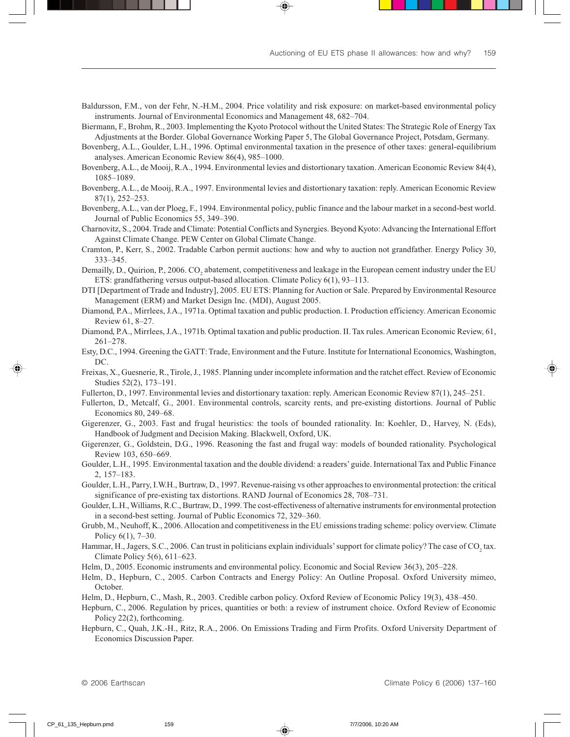Baldursson, F.M., von der Fehr, N.-H.M., 2004. Price volatility and risk exposure: on market-based environmental policy instruments. Journal of Environmental Economics and Management 48, 682–704.

Biermann, F., Brohm, R., 2003. Implementing the Kyoto Protocol without the United States: The Strategic Role of Energy Tax Adjustments at the Border. Global Governance Working Paper 5, The Global Governance Project, Potsdam, Germany.

Bovenberg, A.L., Goulder, L.H., 1996. Optimal environmental taxation in the presence of other taxes: general-equilibrium analyses. American Economic Review 86(4), 985–1000.

Bovenberg, A.L., de Mooij, R.A., 1994. Environmental levies and distortionary taxation. American Economic Review 84(4), 1085–1089.

Bovenberg, A.L., de Mooij, R.A., 1997. Environmental levies and distortionary taxation: reply. American Economic Review 87(1), 252–253.

Bovenberg, A.L., van der Ploeg, F., 1994. Environmental policy, public finance and the labour market in a second-best world. Journal of Public Economics 55, 349–390.

Charnovitz, S., 2004. Trade and Climate: Potential Conflicts and Synergies. Beyond Kyoto: Advancing the International Effort Against Climate Change. PEW Center on Global Climate Change.

Cramton, P., Kerr, S., 2002. Tradable Carbon permit auctions: how and why to auction not grandfather. Energy Policy 30, 333–345.

Demailly, D., Quirion, P., 2006. $CO_2$ abatement, competitiveness and leakage in the European cement industry under the EU ETS: grandfathering versus output-based allocation. Climate Policy 6(1), 93–113.

DTI [Department of Trade and Industry], 2005. EU ETS: Planning for Auction or Sale. Prepared by Environmental Resource Management (ERM) and Market Design Inc. (MDI), August 2005.

Diamond, P.A., Mirrlees, J.A., 1971a. Optimal taxation and public production. I. Production efficiency. American Economic Review 61, 8–27.

Diamond, P.A., Mirrlees, J.A., 1971b. Optimal taxation and public production. II. Tax rules. American Economic Review, 61, 261–278.

Esty, D.C., 1994. Greening the GATT: Trade, Environment and the Future. Institute for International Economics, Washington, DC.

Freixas, X., Guesnerie, R., Tirole, J., 1985. Planning under incomplete information and the ratchet effect. Review of Economic Studies 52(2), 173–191.

Fullerton, D., 1997. Environmental levies and distortionary taxation: reply. American Economic Review 87(1), 245–251.

Fullerton, D., Metcalf, G., 2001. Environmental controls, scarcity rents, and pre-existing distortions. Journal of Public Economics 80, 249–68.

Gigerenzer, G., 2003. Fast and frugal heuristics: the tools of bounded rationality. In: Koehler, D., Harvey, N. (Eds), Handbook of Judgment and Decision Making. Blackwell, Oxford, UK.

Gigerenzer, G., Goldstein, D.G., 1996. Reasoning the fast and frugal way: models of bounded rationality. Psychological Review 103, 650–669.

Goulder, L.H., 1995. Environmental taxation and the double dividend: a readers' guide. International Tax and Public Finance 2, 157–183.

Goulder, L.H., Parry, I.W.H., Burtraw, D., 1997. Revenue-raising vs other approaches to environmental protection: the critical significance of pre-existing tax distortions. RAND Journal of Economics 28, 708–731.

Goulder, L.H., Williams, R.C., Burtraw, D., 1999. The cost-effectiveness of alternative instruments for environmental protection in a second-best setting. Journal of Public Economics 72, 329–360.

Grubb, M., Neuhoff, K., 2006. Allocation and competitiveness in the EU emissions trading scheme: policy overview. Climate Policy 6(1), 7–30.

Hammar, H., Jagers, S.C., 2006. Can trust in politicians explain individuals' support for climate policy? The case of $CO_2$ tax. Climate Policy 5(6), 611–623.

Helm, D., 2005. Economic instruments and environmental policy. Economic and Social Review 36(3), 205–228.

Helm, D., Hepburn, C., 2005. Carbon Contracts and Energy Policy: An Outline Proposal. Oxford University mimeo, October.

Helm, D., Hepburn, C., Mash, R., 2003. Credible carbon policy. Oxford Review of Economic Policy 19(3), 438–450.

Hepburn, C., 2006. Regulation by prices, quantities or both: a review of instrument choice. Oxford Review of Economic Policy 22(2), forthcoming.

Hepburn, C., Quah, J.K.-H., Ritz, R.A., 2006. On Emissions Trading and Firm Profits. Oxford University Department of Economics Discussion Paper.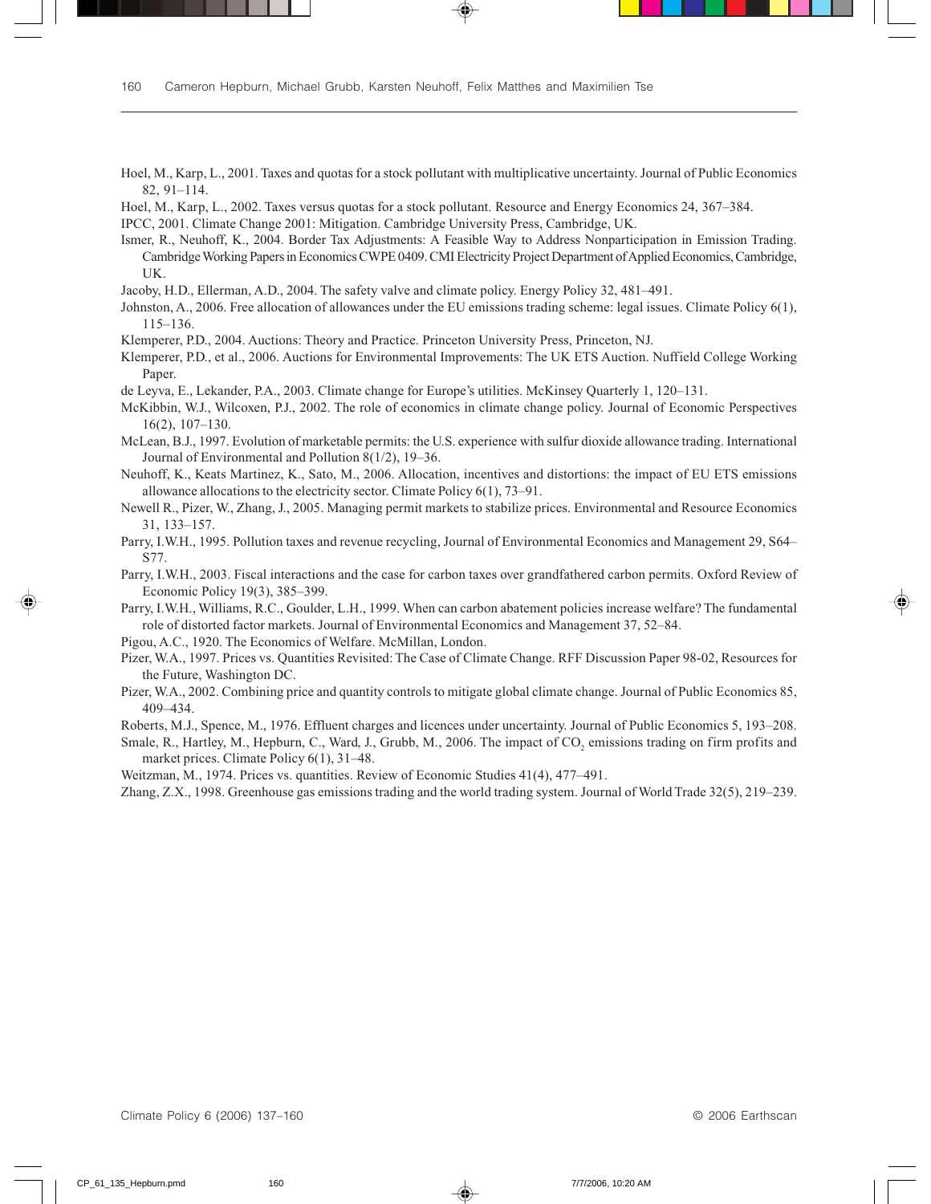Hoel, M., Karp, L., 2001. Taxes and quotas for a stock pollutant with multiplicative uncertainty. Journal of Public Economics 82, 91–114.

Hoel, M., Karp, L., 2002. Taxes versus quotas for a stock pollutant. Resource and Energy Economics 24, 367–384.

IPCC, 2001. Climate Change 2001: Mitigation. Cambridge University Press, Cambridge, UK.

Ismer, R., Neuhoff, K., 2004. Border Tax Adjustments: A Feasible Way to Address Nonparticipation in Emission Trading. Cambridge Working Papers in Economics CWPE 0409. CMI Electricity Project Department of Applied Economics, Cambridge, UK.

Jacoby, H.D., Ellerman, A.D., 2004. The safety valve and climate policy. Energy Policy 32, 481–491.

Johnston, A., 2006. Free allocation of allowances under the EU emissions trading scheme: legal issues. Climate Policy 6(1), 115–136.

Klemperer, P.D., 2004. Auctions: Theory and Practice. Princeton University Press, Princeton, NJ.

Klemperer, P.D., et al., 2006. Auctions for Environmental Improvements: The UK ETS Auction. Nuffield College Working Paper.

de Leyva, E., Lekander, P.A., 2003. Climate change for Europe's utilities. McKinsey Quarterly 1, 120–131.

McKibbin, W.J., Wilcoxen, P.J., 2002. The role of economics in climate change policy. Journal of Economic Perspectives 16(2), 107–130.

McLean, B.J., 1997. Evolution of marketable permits: the U.S. experience with sulfur dioxide allowance trading. International Journal of Environmental and Pollution 8(1/2), 19–36.

Neuhoff, K., Keats Martinez, K., Sato, M., 2006. Allocation, incentives and distortions: the impact of EU ETS emissions allowance allocations to the electricity sector. Climate Policy 6(1), 73–91.

Newell R., Pizer, W., Zhang, J., 2005. Managing permit markets to stabilize prices. Environmental and Resource Economics 31, 133–157.

Parry, I.W.H., 1995. Pollution taxes and revenue recycling, Journal of Environmental Economics and Management 29, S64–S77.

Parry, I.W.H., 2003. Fiscal interactions and the case for carbon taxes over grandfathered carbon permits. Oxford Review of Economic Policy 19(3), 385–399.

Parry, I.W.H., Williams, R.C., Goulder, L.H., 1999. When can carbon abatement policies increase welfare? The fundamental role of distorted factor markets. Journal of Environmental Economics and Management 37, 52–84.

Pigou, A.C., 1920. The Economics of Welfare. McMillan, London.

Pizer, W.A., 1997. Prices vs. Quantities Revisited: The Case of Climate Change. RFF Discussion Paper 98-02, Resources for the Future, Washington DC.

Pizer, W.A., 2002. Combining price and quantity controls to mitigate global climate change. Journal of Public Economics 85, 409–434.

Roberts, M.J., Spence, M., 1976. Effluent charges and licences under uncertainty. Journal of Public Economics 5, 193–208.

Smale, R., Hartley, M., Hepburn, C., Ward, J., Grubb, M., 2006. The impact of $CO_2$ emissions trading on firm profits and market prices. Climate Policy 6(1), 31–48.

Weitzman, M., 1974. Prices vs. quantities. Review of Economic Studies 41(4), 477–491.

Zhang, Z.X., 1998. Greenhouse gas emissions trading and the world trading system. Journal of World Trade 32(5), 219–239.